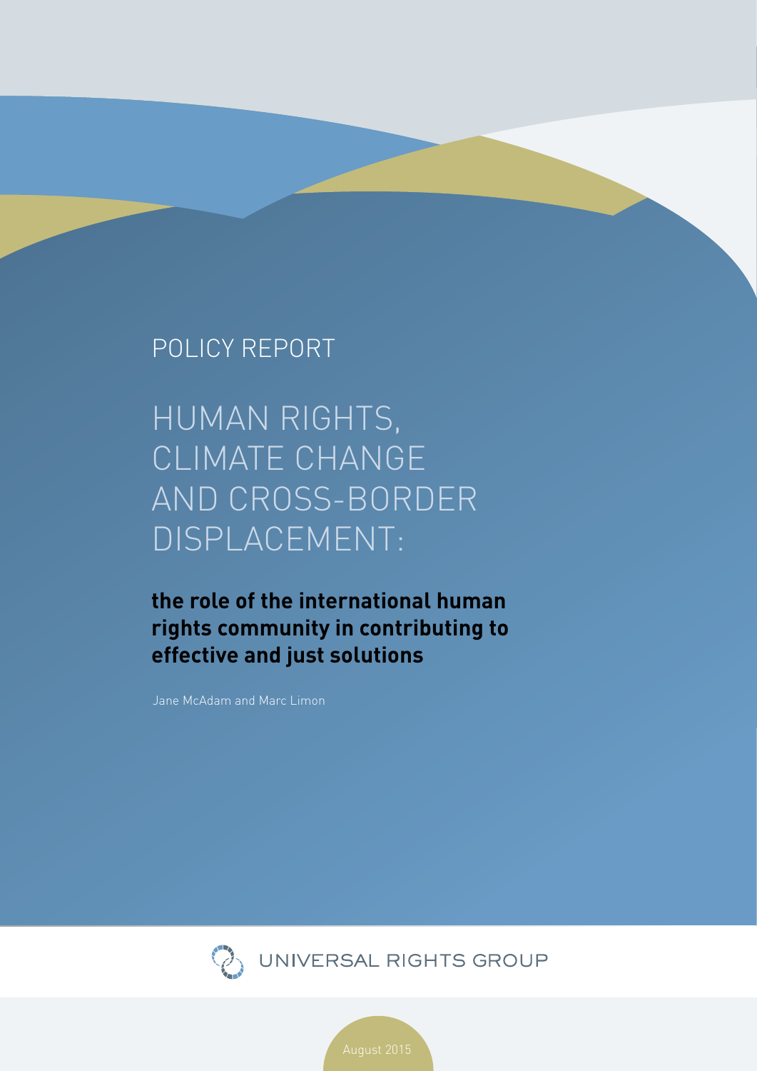POLICY REPORT

# HUMAN RIGHTS, CLIMATE CHANGE AND CROSS-BORDER DISPLACEMENT:

## the role of the international human rights community in contributing to effective and just solutions

Jane McAdam and Marc Limon

UNIVERSAL RIGHTS GROUP

August 2015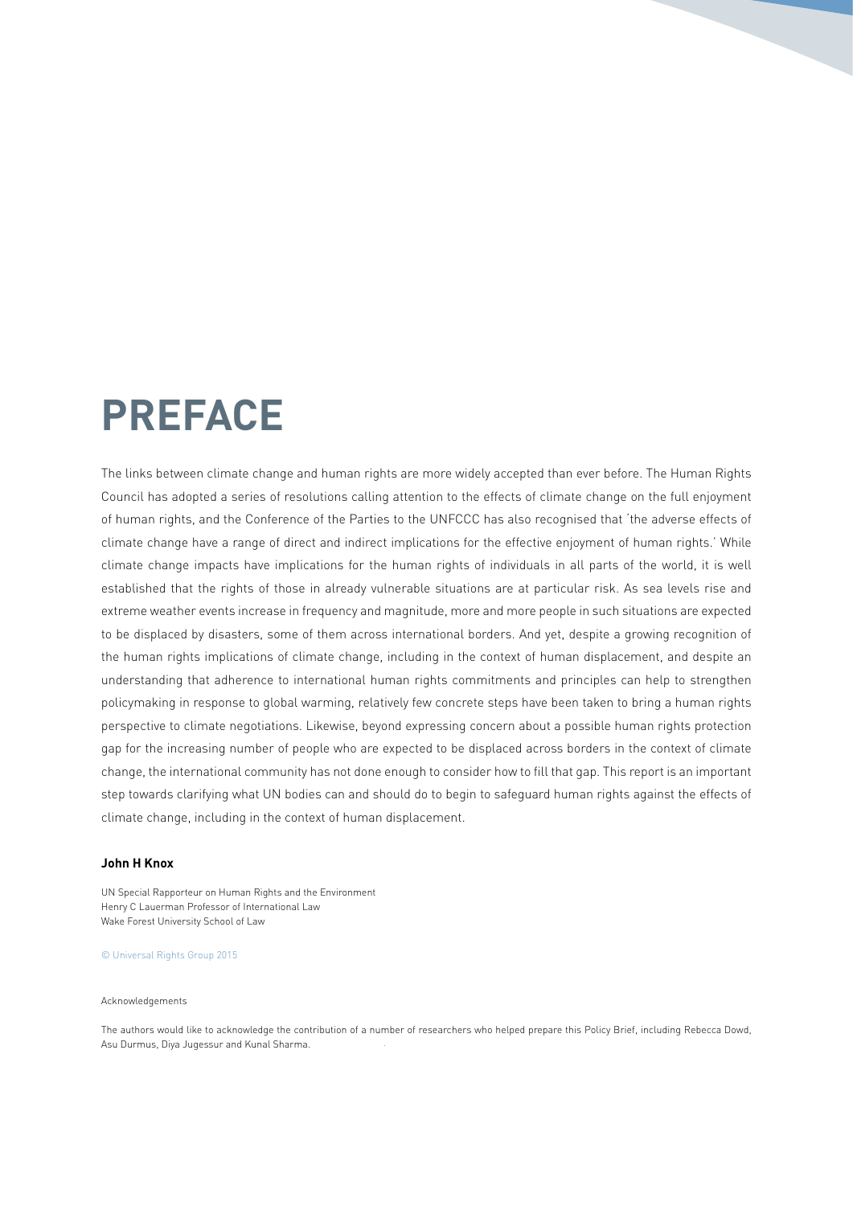# PREFACE

The links between climate change and human rights are more widely accepted than ever before. The Human Rights Council has adopted a series of resolutions calling attention to the effects of climate change on the full enjoyment of human rights, and the Conference of the Parties to the UNFCCC has also recognised that 'the adverse effects of climate change have a range of direct and indirect implications for the effective enjoyment of human rights.' While climate change impacts have implications for the human rights of individuals in all parts of the world, it is well established that the rights of those in already vulnerable situations are at particular risk. As sea levels rise and extreme weather events increase in frequency and magnitude, more and more people in such situations are expected to be displaced by disasters, some of them across international borders. And yet, despite a growing recognition of the human rights implications of climate change, including in the context of human displacement, and despite an understanding that adherence to international human rights commitments and principles can help to strengthen policymaking in response to global warming, relatively few concrete steps have been taken to bring a human rights perspective to climate negotiations. Likewise, beyond expressing concern about a possible human rights protection gap for the increasing number of people who are expected to be displaced across borders in the context of climate change, the international community has not done enough to consider how to fill that gap. This report is an important step towards clarifying what UN bodies can and should do to begin to safeguard human rights against the effects of climate change, including in the context of human displacement.

**John H Knox**

UN Special Rapporteur on Human Rights and the Environment
Henry C Lauerman Professor of International Law
Wake Forest University School of Law

© Universal Rights Group 2015

Acknowledgements

The authors would like to acknowledge the contribution of a number of researchers who helped prepare this Policy Brief, including Rebecca Dowd, Asu Durmus, Diya Jugessur and Kunal Sharma.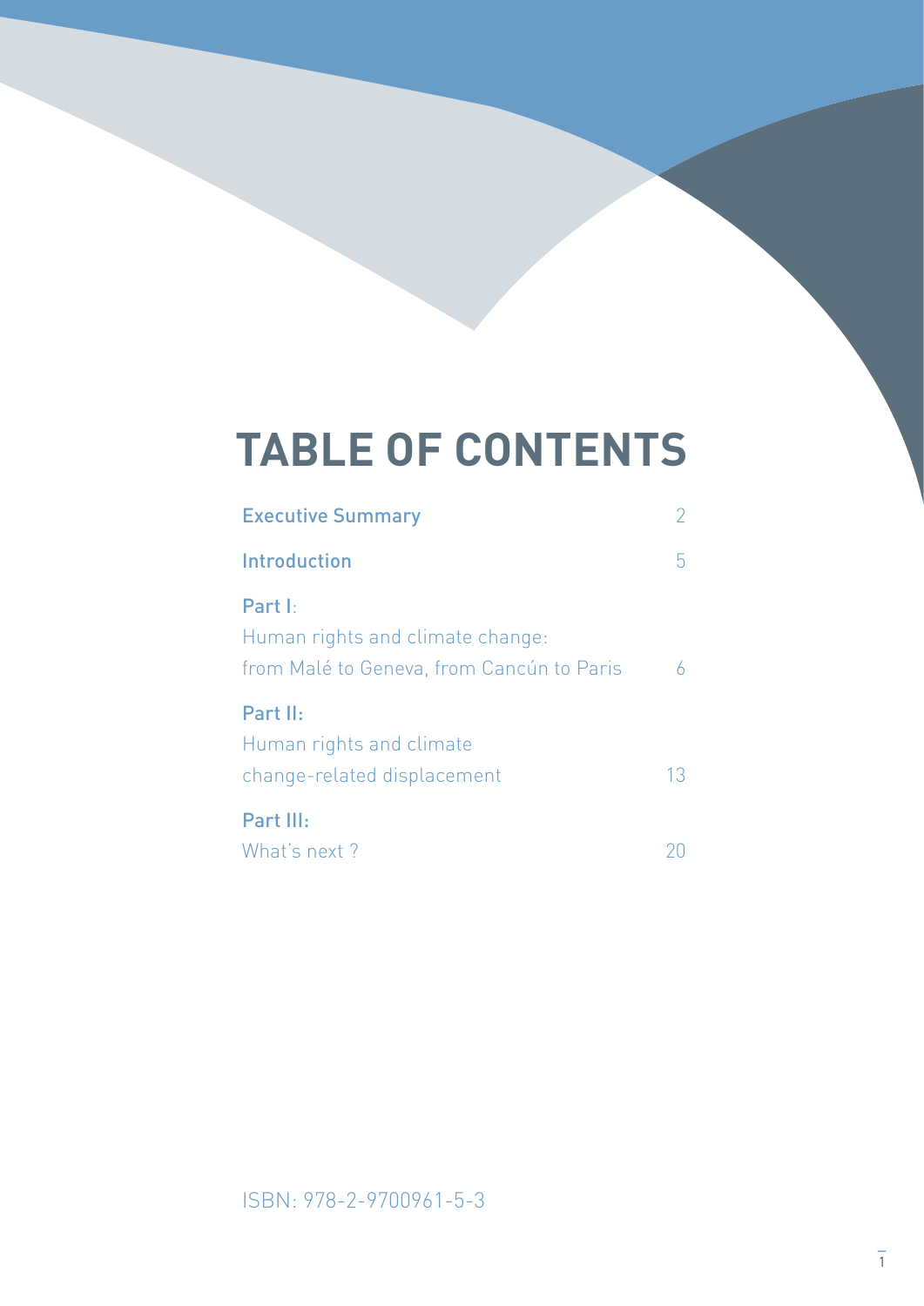# TABLE OF CONTENTS

| | |
|---|---|
| **Executive Summary** | 2 |
| **Introduction** | 5 |
| **Part I**: Human rights and climate change: from Malé to Geneva, from Cancún to Paris | 6 |
| **Part II:** Human rights and climate change-related displacement | 13 |
| **Part III:** What's next ? | 20 |

ISBN: 978-2-9700961-5-3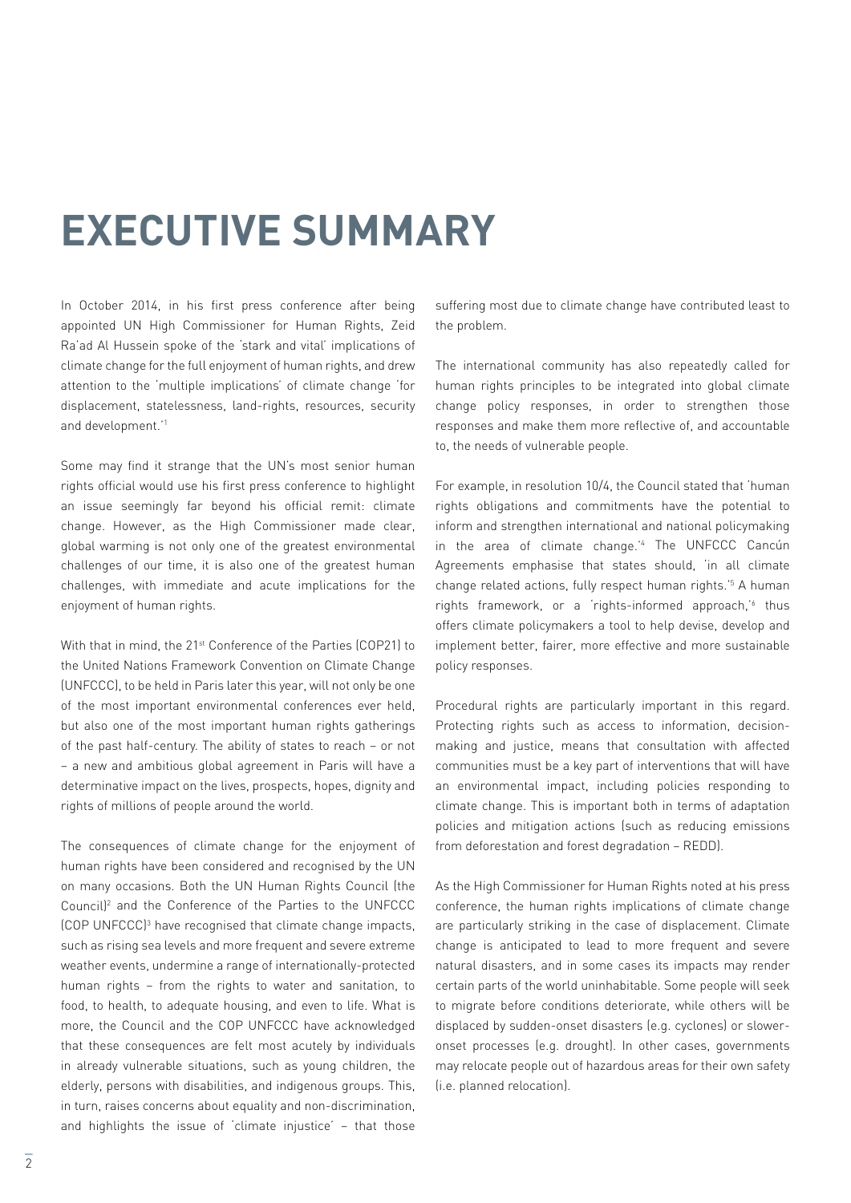# EXECUTIVE SUMMARY

In October 2014, in his first press conference after being appointed UN High Commissioner for Human Rights, Zeid Ra'ad Al Hussein spoke of the 'stark and vital' implications of climate change for the full enjoyment of human rights, and drew attention to the 'multiple implications' of climate change 'for displacement, statelessness, land-rights, resources, security and development.'[1]

Some may find it strange that the UN's most senior human rights official would use his first press conference to highlight an issue seemingly far beyond his official remit: climate change. However, as the High Commissioner made clear, global warming is not only one of the greatest environmental challenges of our time, it is also one of the greatest human challenges, with immediate and acute implications for the enjoyment of human rights.

With that in mind, the 21st Conference of the Parties (COP21) to the United Nations Framework Convention on Climate Change (UNFCCC), to be held in Paris later this year, will not only be one of the most important environmental conferences ever held, but also one of the most important human rights gatherings of the past half-century. The ability of states to reach – or not – a new and ambitious global agreement in Paris will have a determinative impact on the lives, prospects, hopes, dignity and rights of millions of people around the world.

The consequences of climate change for the enjoyment of human rights have been considered and recognised by the UN on many occasions. Both the UN Human Rights Council (the Council)[2] and the Conference of the Parties to the UNFCCC (COP UNFCCC)[3] have recognised that climate change impacts, such as rising sea levels and more frequent and severe extreme weather events, undermine a range of internationally-protected human rights – from the rights to water and sanitation, to food, to health, to adequate housing, and even to life. What is more, the Council and the COP UNFCCC have acknowledged that these consequences are felt most acutely by individuals in already vulnerable situations, such as young children, the elderly, persons with disabilities, and indigenous groups. This, in turn, raises concerns about equality and non-discrimination, and highlights the issue of 'climate injustice' – that those suffering most due to climate change have contributed least to the problem.

The international community has also repeatedly called for human rights principles to be integrated into global climate change policy responses, in order to strengthen those responses and make them more reflective of, and accountable to, the needs of vulnerable people.

For example, in resolution 10/4, the Council stated that 'human rights obligations and commitments have the potential to inform and strengthen international and national policymaking in the area of climate change.'[4] The UNFCCC Cancún Agreements emphasise that states should, 'in all climate change related actions, fully respect human rights.'[5] A human rights framework, or a 'rights-informed approach,'[6] thus offers climate policymakers a tool to help devise, develop and implement better, fairer, more effective and more sustainable policy responses.

Procedural rights are particularly important in this regard. Protecting rights such as access to information, decision-making and justice, means that consultation with affected communities must be a key part of interventions that will have an environmental impact, including policies responding to climate change. This is important both in terms of adaptation policies and mitigation actions (such as reducing emissions from deforestation and forest degradation – REDD).

As the High Commissioner for Human Rights noted at his press conference, the human rights implications of climate change are particularly striking in the case of displacement. Climate change is anticipated to lead to more frequent and severe natural disasters, and in some cases its impacts may render certain parts of the world uninhabitable. Some people will seek to migrate before conditions deteriorate, while others will be displaced by sudden-onset disasters (e.g. cyclones) or slower-onset processes (e.g. drought). In other cases, governments may relocate people out of hazardous areas for their own safety (i.e. planned relocation).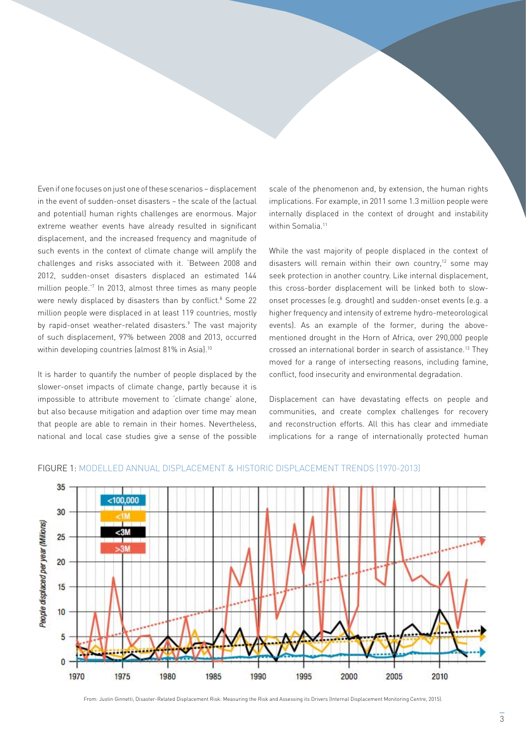Even if one focuses on just one of these scenarios – displacement in the event of sudden-onset disasters – the scale of the (actual and potential) human rights challenges are enormous. Major extreme weather events have already resulted in significant displacement, and the increased frequency and magnitude of such events in the context of climate change will amplify the challenges and risks associated with it. 'Between 2008 and 2012, sudden-onset disasters displaced an estimated 144 million people.'[7] In 2013, almost three times as many people were newly displaced by disasters than by conflict.[8] Some 22 million people were displaced in at least 119 countries, mostly by rapid-onset weather-related disasters.[9] The vast majority of such displacement, 97% between 2008 and 2013, occurred within developing countries (almost 81% in Asia).[10]

It is harder to quantify the number of people displaced by the slower-onset impacts of climate change, partly because it is impossible to attribute movement to 'climate change' alone, but also because mitigation and adaption over time may mean that people are able to remain in their homes. Nevertheless, national and local case studies give a sense of the possible scale of the phenomenon and, by extension, the human rights implications. For example, in 2011 some 1.3 million people were internally displaced in the context of drought and instability within Somalia.[11]

While the vast majority of people displaced in the context of disasters will remain within their own country,[12] some may seek protection in another country. Like internal displacement, this cross-border displacement will be linked both to slow-onset processes (e.g. drought) and sudden-onset events (e.g. a higher frequency and intensity of extreme hydro-meteorological events). As an example of the former, during the above-mentioned drought in the Horn of Africa, over 290,000 people crossed an international border in search of assistance.[13] They moved for a range of intersecting reasons, including famine, conflict, food insecurity and environmental degradation.

Displacement can have devastating effects on people and communities, and create complex challenges for recovery and reconstruction efforts. All this has clear and immediate implications for a range of internationally protected human

FIGURE 1: MODELLED ANNUAL DISPLACEMENT & HISTORIC DISPLACEMENT TRENDS (1970-2013)

From: Justin Ginnetti, Disaster-Related Displacement Risk: Measuring the Risk and Assessing its Drivers (Internal Displacement Monitoring Centre, 2015).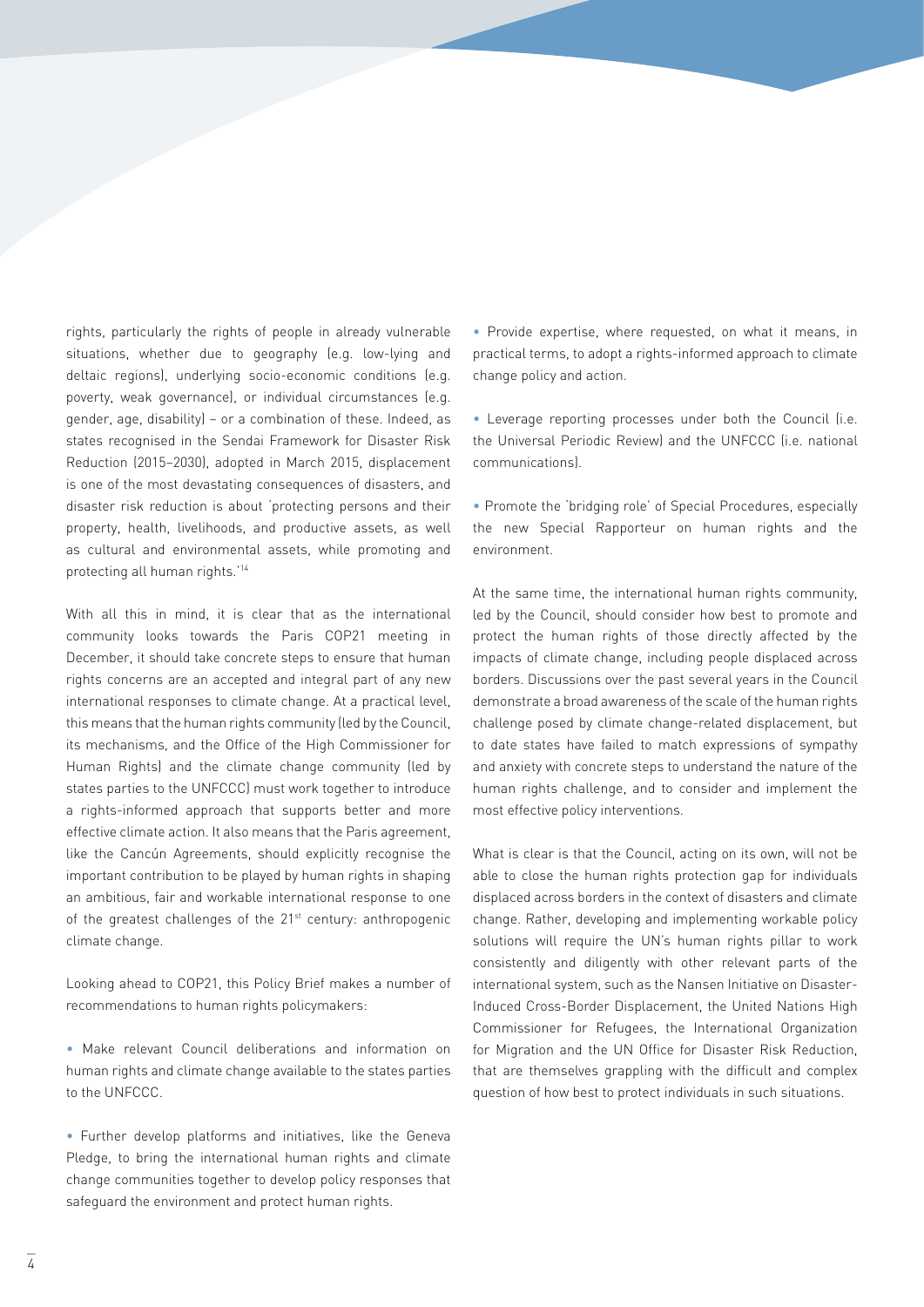rights, particularly the rights of people in already vulnerable situations, whether due to geography (e.g. low-lying and deltaic regions), underlying socio-economic conditions (e.g. poverty, weak governance), or individual circumstances (e.g. gender, age, disability) – or a combination of these. Indeed, as states recognised in the Sendai Framework for Disaster Risk Reduction (2015–2030), adopted in March 2015, displacement is one of the most devastating consequences of disasters, and disaster risk reduction is about 'protecting persons and their property, health, livelihoods, and productive assets, as well as cultural and environmental assets, while promoting and protecting all human rights.'[14]

With all this in mind, it is clear that as the international community looks towards the Paris COP21 meeting in December, it should take concrete steps to ensure that human rights concerns are an accepted and integral part of any new international responses to climate change. At a practical level, this means that the human rights community (led by the Council, its mechanisms, and the Office of the High Commissioner for Human Rights) and the climate change community (led by states parties to the UNFCCC) must work together to introduce a rights-informed approach that supports better and more effective climate action. It also means that the Paris agreement, like the Cancún Agreements, should explicitly recognise the important contribution to be played by human rights in shaping an ambitious, fair and workable international response to one of the greatest challenges of the 21st century: anthropogenic climate change.

Looking ahead to COP21, this Policy Brief makes a number of recommendations to human rights policymakers:

- Make relevant Council deliberations and information on human rights and climate change available to the states parties to the UNFCCC.
- Further develop platforms and initiatives, like the Geneva Pledge, to bring the international human rights and climate change communities together to develop policy responses that safeguard the environment and protect human rights.
- Provide expertise, where requested, on what it means, in practical terms, to adopt a rights-informed approach to climate change policy and action.
- Leverage reporting processes under both the Council (i.e. the Universal Periodic Review) and the UNFCCC (i.e. national communications).
- Promote the 'bridging role' of Special Procedures, especially the new Special Rapporteur on human rights and the environment.

At the same time, the international human rights community, led by the Council, should consider how best to promote and protect the human rights of those directly affected by the impacts of climate change, including people displaced across borders. Discussions over the past several years in the Council demonstrate a broad awareness of the scale of the human rights challenge posed by climate change-related displacement, but to date states have failed to match expressions of sympathy and anxiety with concrete steps to understand the nature of the human rights challenge, and to consider and implement the most effective policy interventions.

What is clear is that the Council, acting on its own, will not be able to close the human rights protection gap for individuals displaced across borders in the context of disasters and climate change. Rather, developing and implementing workable policy solutions will require the UN's human rights pillar to work consistently and diligently with other relevant parts of the international system, such as the Nansen Initiative on Disaster-Induced Cross-Border Displacement, the United Nations High Commissioner for Refugees, the International Organization for Migration and the UN Office for Disaster Risk Reduction, that are themselves grappling with the difficult and complex question of how best to protect individuals in such situations.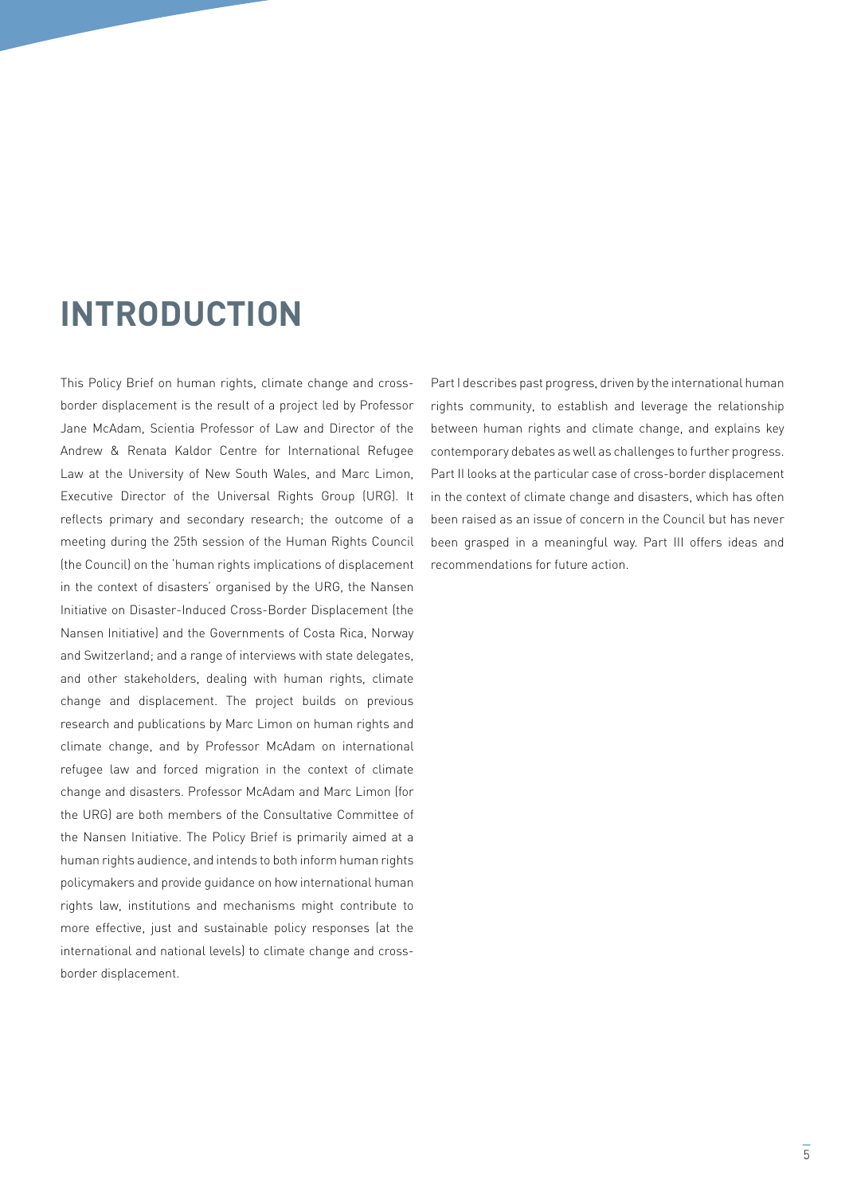# INTRODUCTION

This Policy Brief on human rights, climate change and cross-border displacement is the result of a project led by Professor Jane McAdam, Scientia Professor of Law and Director of the Andrew & Renata Kaldor Centre for International Refugee Law at the University of New South Wales, and Marc Limon, Executive Director of the Universal Rights Group (URG). It reflects primary and secondary research; the outcome of a meeting during the 25th session of the Human Rights Council (the Council) on the 'human rights implications of displacement in the context of disasters' organised by the URG, the Nansen Initiative on Disaster-Induced Cross-Border Displacement (the Nansen Initiative) and the Governments of Costa Rica, Norway and Switzerland; and a range of interviews with state delegates, and other stakeholders, dealing with human rights, climate change and displacement. The project builds on previous research and publications by Marc Limon on human rights and climate change, and by Professor McAdam on international refugee law and forced migration in the context of climate change and disasters. Professor McAdam and Marc Limon (for the URG) are both members of the Consultative Committee of the Nansen Initiative. The Policy Brief is primarily aimed at a human rights audience, and intends to both inform human rights policymakers and provide guidance on how international human rights law, institutions and mechanisms might contribute to more effective, just and sustainable policy responses (at the international and national levels) to climate change and cross-border displacement.

Part I describes past progress, driven by the international human rights community, to establish and leverage the relationship between human rights and climate change, and explains key contemporary debates as well as challenges to further progress. Part II looks at the particular case of cross-border displacement in the context of climate change and disasters, which has often been raised as an issue of concern in the Council but has never been grasped in a meaningful way. Part III offers ideas and recommendations for future action.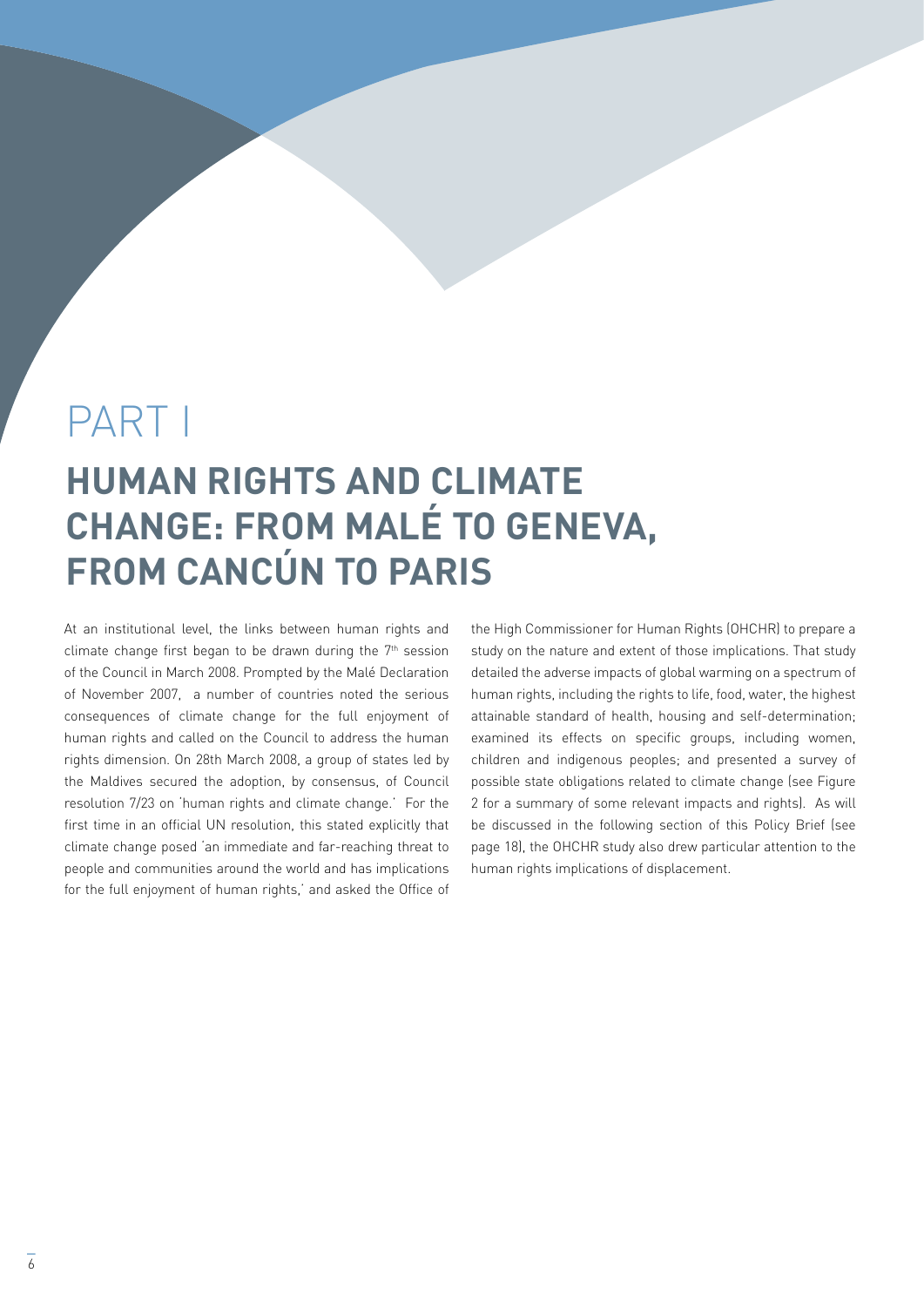# PART I

## HUMAN RIGHTS AND CLIMATE CHANGE: FROM MALÉ TO GENEVA, FROM CANCÚN TO PARIS

At an institutional level, the links between human rights and climate change first began to be drawn during the 7th session of the Council in March 2008. Prompted by the Malé Declaration of November 2007, a number of countries noted the serious consequences of climate change for the full enjoyment of human rights and called on the Council to address the human rights dimension. On 28th March 2008, a group of states led by the Maldives secured the adoption, by consensus, of Council resolution 7/23 on 'human rights and climate change.' For the first time in an official UN resolution, this stated explicitly that climate change posed 'an immediate and far-reaching threat to people and communities around the world and has implications for the full enjoyment of human rights,' and asked the Office of the High Commissioner for Human Rights (OHCHR) to prepare a study on the nature and extent of those implications. That study detailed the adverse impacts of global warming on a spectrum of human rights, including the rights to life, food, water, the highest attainable standard of health, housing and self-determination; examined its effects on specific groups, including women, children and indigenous peoples; and presented a survey of possible state obligations related to climate change (see Figure 2 for a summary of some relevant impacts and rights). As will be discussed in the following section of this Policy Brief (see page 18), the OHCHR study also drew particular attention to the human rights implications of displacement.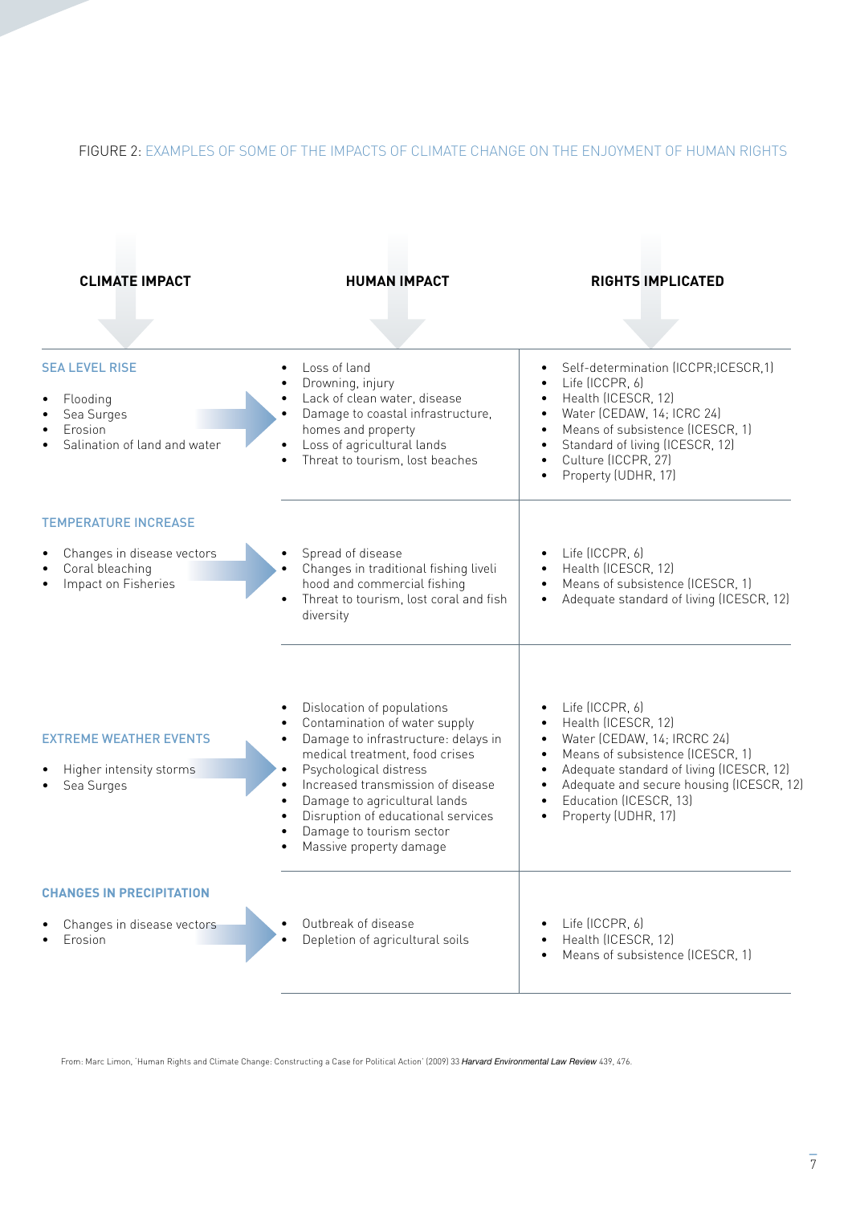FIGURE 2: EXAMPLES OF SOME OF THE IMPACTS OF CLIMATE CHANGE ON THE ENJOYMENT OF HUMAN RIGHTS

| CLIMATE IMPACT | HUMAN IMPACT | RIGHTS IMPLICATED |
|---|---|---|
| **SEA LEVEL RISE**<br>• Flooding<br>• Sea Surges<br>• Erosion<br>• Salination of land and water | • Loss of land<br>• Drowning, injury<br>• Lack of clean water, disease<br>• Damage to coastal infrastructure, homes and property<br>• Loss of agricultural lands<br>• Threat to tourism, lost beaches | • Self-determination (ICCPR;ICESCR,1)<br>• Life (ICCPR, 6)<br>• Health (ICESCR, 12)<br>• Water (CEDAW, 14; ICRC 24)<br>• Means of subsistence (ICESCR, 1)<br>• Standard of living (ICESCR, 12)<br>• Culture (ICCPR, 27)<br>• Property (UDHR, 17) |
| **TEMPERATURE INCREASE**<br>• Changes in disease vectors<br>• Coral bleaching<br>• Impact on Fisheries | • Spread of disease<br>• Changes in traditional fishing liveli hood and commercial fishing<br>• Threat to tourism, lost coral and fish diversity | • Life (ICCPR, 6)<br>• Health (ICESCR, 12)<br>• Means of subsistence (ICESCR, 1)<br>• Adequate standard of living (ICESCR, 12) |
| **EXTREME WEATHER EVENTS**<br>• Higher intensity storms<br>• Sea Surges | • Dislocation of populations<br>• Contamination of water supply<br>• Damage to infrastructure: delays in medical treatment, food crises<br>• Psychological distress<br>• Increased transmission of disease<br>• Damage to agricultural lands<br>• Disruption of educational services<br>• Damage to tourism sector<br>• Massive property damage | • Life (ICCPR, 6)<br>• Health (ICESCR, 12)<br>• Water (CEDAW, 14; IRCRC 24)<br>• Means of subsistence (ICESCR, 1)<br>• Adequate standard of living (ICESCR, 12)<br>• Adequate and secure housing (ICESCR, 12)<br>• Education (ICESCR, 13)<br>• Property (UDHR, 17) |
| **CHANGES IN PRECIPITATION**<br>• Changes in disease vectors<br>• Erosion | • Outbreak of disease<br>• Depletion of agricultural soils | • Life (ICCPR, 6)<br>• Health (ICESCR, 12)<br>• Means of subsistence (ICESCR, 1) |

From: Marc Limon, 'Human Rights and Climate Change: Constructing a Case for Political Action' (2009) 33 *Harvard Environmental Law Review* 439, 476.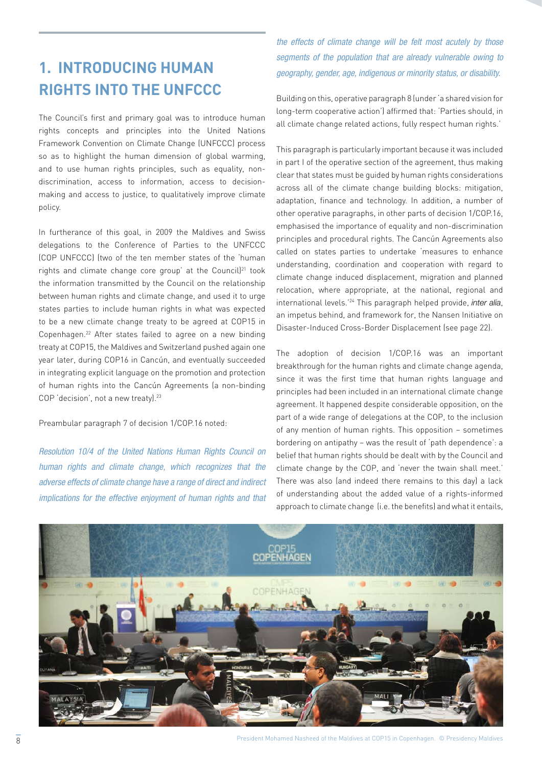# 1. INTRODUCING HUMAN RIGHTS INTO THE UNFCCC

The Council's first and primary goal was to introduce human rights concepts and principles into the United Nations Framework Convention on Climate Change (UNFCCC) process so as to highlight the human dimension of global warming, and to use human rights principles, such as equality, non-discrimination, access to information, access to decision-making and access to justice, to qualitatively improve climate policy.

In furtherance of this goal, in 2009 the Maldives and Swiss delegations to the Conference of Parties to the UNFCCC (COP UNFCCC) (two of the ten member states of the 'human rights and climate change core group' at the Council)[21] took the information transmitted by the Council on the relationship between human rights and climate change, and used it to urge states parties to include human rights in what was expected to be a new climate change treaty to be agreed at COP15 in Copenhagen.[22] After states failed to agree on a new binding treaty at COP15, the Maldives and Switzerland pushed again one year later, during COP16 in Cancún, and eventually succeeded in integrating explicit language on the promotion and protection of human rights into the Cancún Agreements (a non-binding COP 'decision', not a new treaty).[23]

Preambular paragraph 7 of decision 1/COP.16 noted:

*Resolution 10/4 of the United Nations Human Rights Council on human rights and climate change, which recognizes that the adverse effects of climate change have a range of direct and indirect implications for the effective enjoyment of human rights and that the effects of climate change will be felt most acutely by those segments of the population that are already vulnerable owing to geography, gender, age, indigenous or minority status, or disability.*

Building on this, operative paragraph 8 (under 'a shared vision for long-term cooperative action') affirmed that: 'Parties should, in all climate change related actions, fully respect human rights.'

This paragraph is particularly important because it was included in part I of the operative section of the agreement, thus making clear that states must be guided by human rights considerations across all of the climate change building blocks: mitigation, adaptation, finance and technology. In addition, a number of other operative paragraphs, in other parts of decision 1/COP.16, emphasised the importance of equality and non-discrimination principles and procedural rights. The Cancún Agreements also called on states parties to undertake 'measures to enhance understanding, coordination and cooperation with regard to climate change induced displacement, migration and planned relocation, where appropriate, at the national, regional and international levels.'[24] This paragraph helped provide, *inter alia*, an impetus behind, and framework for, the Nansen Initiative on Disaster-Induced Cross-Border Displacement (see page 22).

The adoption of decision 1/COP.16 was an important breakthrough for the human rights and climate change agenda, since it was the first time that human rights language and principles had been included in an international climate change agreement. It happened despite considerable opposition, on the part of a wide range of delegations at the COP, to the inclusion of any mention of human rights. This opposition – sometimes bordering on antipathy – was the result of 'path dependence': a belief that human rights should be dealt with by the Council and climate change by the COP, and 'never the twain shall meet.' There was also (and indeed there remains to this day) a lack of understanding about the added value of a rights-informed approach to climate change (i.e. the benefits) and what it entails,

President Mohamed Nasheed of the Maldives at COP15 in Copenhagen. © Presidency Maldives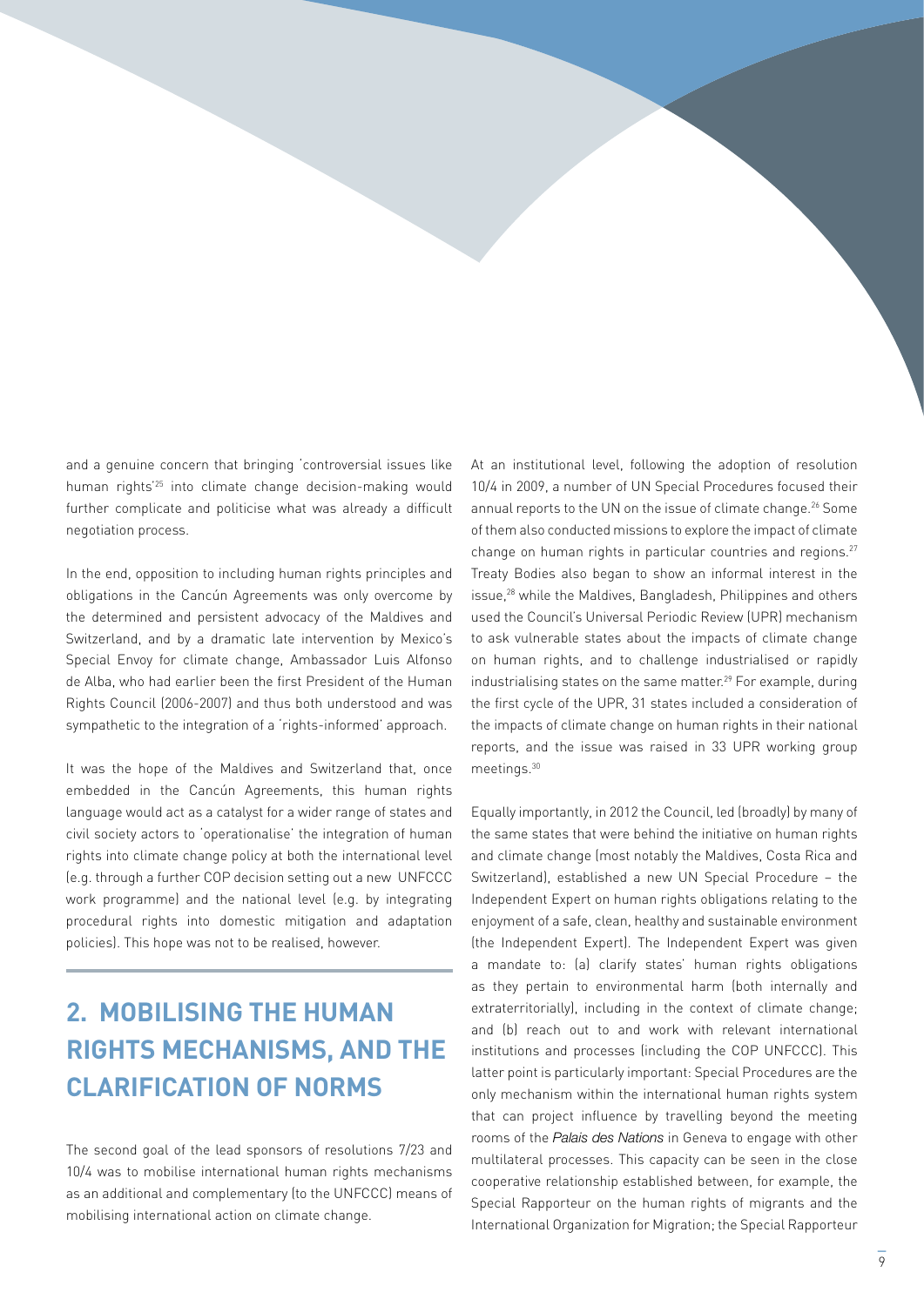and a genuine concern that bringing 'controversial issues like human rights'[25] into climate change decision-making would further complicate and politicise what was already a difficult negotiation process.

In the end, opposition to including human rights principles and obligations in the Cancún Agreements was only overcome by the determined and persistent advocacy of the Maldives and Switzerland, and by a dramatic late intervention by Mexico's Special Envoy for climate change, Ambassador Luis Alfonso de Alba, who had earlier been the first President of the Human Rights Council (2006-2007) and thus both understood and was sympathetic to the integration of a 'rights-informed' approach.

It was the hope of the Maldives and Switzerland that, once embedded in the Cancún Agreements, this human rights language would act as a catalyst for a wider range of states and civil society actors to 'operationalise' the integration of human rights into climate change policy at both the international level (e.g. through a further COP decision setting out a new UNFCCC work programme) and the national level (e.g. by integrating procedural rights into domestic mitigation and adaptation policies). This hope was not to be realised, however.

## 2. MOBILISING THE HUMAN RIGHTS MECHANISMS, AND THE CLARIFICATION OF NORMS

The second goal of the lead sponsors of resolutions 7/23 and 10/4 was to mobilise international human rights mechanisms as an additional and complementary (to the UNFCCC) means of mobilising international action on climate change.

At an institutional level, following the adoption of resolution 10/4 in 2009, a number of UN Special Procedures focused their annual reports to the UN on the issue of climate change.[26] Some of them also conducted missions to explore the impact of climate change on human rights in particular countries and regions.[27] Treaty Bodies also began to show an informal interest in the issue,[28] while the Maldives, Bangladesh, Philippines and others used the Council's Universal Periodic Review (UPR) mechanism to ask vulnerable states about the impacts of climate change on human rights, and to challenge industrialised or rapidly industrialising states on the same matter.[29] For example, during the first cycle of the UPR, 31 states included a consideration of the impacts of climate change on human rights in their national reports, and the issue was raised in 33 UPR working group meetings.[30]

Equally importantly, in 2012 the Council, led (broadly) by many of the same states that were behind the initiative on human rights and climate change (most notably the Maldives, Costa Rica and Switzerland), established a new UN Special Procedure – the Independent Expert on human rights obligations relating to the enjoyment of a safe, clean, healthy and sustainable environment (the Independent Expert). The Independent Expert was given a mandate to: (a) clarify states' human rights obligations as they pertain to environmental harm (both internally and extraterritorially), including in the context of climate change; and (b) reach out to and work with relevant international institutions and processes (including the COP UNFCCC). This latter point is particularly important: Special Procedures are the only mechanism within the international human rights system that can project influence by travelling beyond the meeting rooms of the *Palais des Nations* in Geneva to engage with other multilateral processes. This capacity can be seen in the close cooperative relationship established between, for example, the Special Rapporteur on the human rights of migrants and the International Organization for Migration; the Special Rapporteur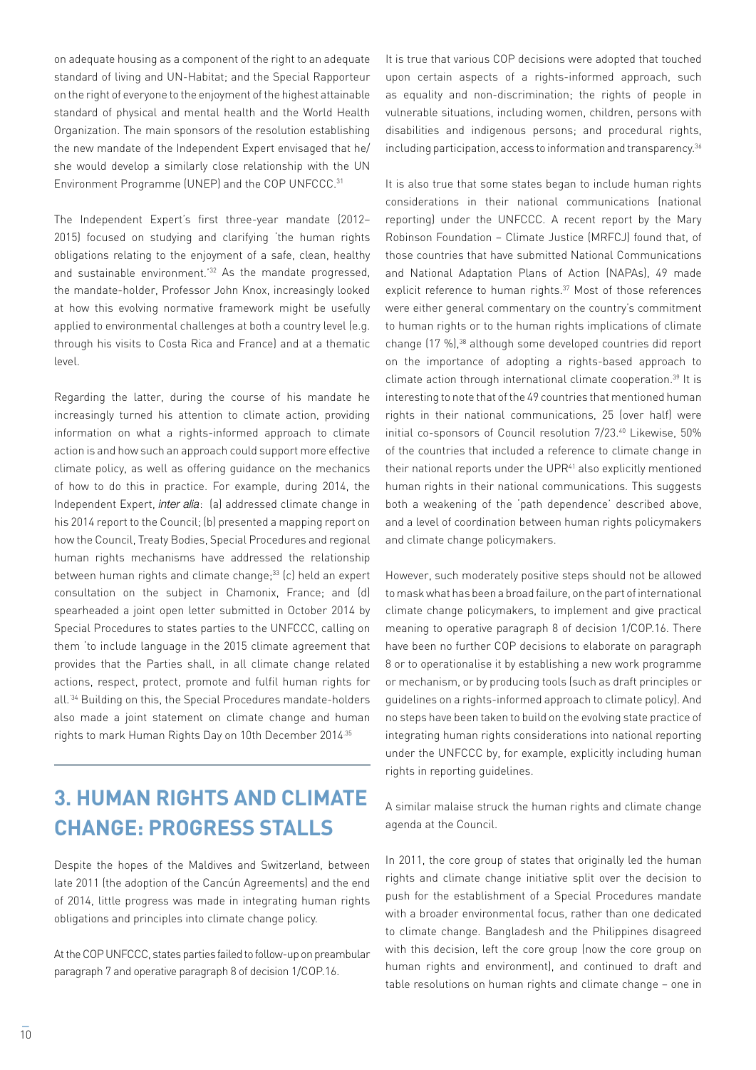on adequate housing as a component of the right to an adequate standard of living and UN-Habitat; and the Special Rapporteur on the right of everyone to the enjoyment of the highest attainable standard of physical and mental health and the World Health Organization. The main sponsors of the resolution establishing the new mandate of the Independent Expert envisaged that he/she would develop a similarly close relationship with the UN Environment Programme (UNEP) and the COP UNFCCC.[31]

The Independent Expert's first three-year mandate (2012–2015) focused on studying and clarifying 'the human rights obligations relating to the enjoyment of a safe, clean, healthy and sustainable environment.'[32] As the mandate progressed, the mandate-holder, Professor John Knox, increasingly looked at how this evolving normative framework might be usefully applied to environmental challenges at both a country level (e.g. through his visits to Costa Rica and France) and at a thematic level.

Regarding the latter, during the course of his mandate he increasingly turned his attention to climate action, providing information on what a rights-informed approach to climate action is and how such an approach could support more effective climate policy, as well as offering guidance on the mechanics of how to do this in practice. For example, during 2014, the Independent Expert, *inter alia*: (a) addressed climate change in his 2014 report to the Council; (b) presented a mapping report on how the Council, Treaty Bodies, Special Procedures and regional human rights mechanisms have addressed the relationship between human rights and climate change;[33] (c) held an expert consultation on the subject in Chamonix, France; and (d) spearheaded a joint open letter submitted in October 2014 by Special Procedures to states parties to the UNFCCC, calling on them 'to include language in the 2015 climate agreement that provides that the Parties shall, in all climate change related actions, respect, protect, promote and fulfil human rights for all.'[34] Building on this, the Special Procedures mandate-holders also made a joint statement on climate change and human rights to mark Human Rights Day on 10th December 2014.[35]

## 3. HUMAN RIGHTS AND CLIMATE CHANGE: PROGRESS STALLS

Despite the hopes of the Maldives and Switzerland, between late 2011 (the adoption of the Cancún Agreements) and the end of 2014, little progress was made in integrating human rights obligations and principles into climate change policy.

At the COP UNFCCC, states parties failed to follow-up on preambular paragraph 7 and operative paragraph 8 of decision 1/COP.16.

It is true that various COP decisions were adopted that touched upon certain aspects of a rights-informed approach, such as equality and non-discrimination; the rights of people in vulnerable situations, including women, children, persons with disabilities and indigenous persons; and procedural rights, including participation, access to information and transparency.[36]

It is also true that some states began to include human rights considerations in their national communications (national reporting) under the UNFCCC. A recent report by the Mary Robinson Foundation – Climate Justice (MRFCJ) found that, of those countries that have submitted National Communications and National Adaptation Plans of Action (NAPAs), 49 made explicit reference to human rights.[37] Most of those references were either general commentary on the country's commitment to human rights or to the human rights implications of climate change (17 %),[38] although some developed countries did report on the importance of adopting a rights-based approach to climate action through international climate cooperation.[39] It is interesting to note that of the 49 countries that mentioned human rights in their national communications, 25 (over half) were initial co-sponsors of Council resolution 7/23.[40] Likewise, 50% of the countries that included a reference to climate change in their national reports under the UPR[41] also explicitly mentioned human rights in their national communications. This suggests both a weakening of the 'path dependence' described above, and a level of coordination between human rights policymakers and climate change policymakers.

However, such moderately positive steps should not be allowed to mask what has been a broad failure, on the part of international climate change policymakers, to implement and give practical meaning to operative paragraph 8 of decision 1/COP.16. There have been no further COP decisions to elaborate on paragraph 8 or to operationalise it by establishing a new work programme or mechanism, or by producing tools (such as draft principles or guidelines on a rights-informed approach to climate policy). And no steps have been taken to build on the evolving state practice of integrating human rights considerations into national reporting under the UNFCCC by, for example, explicitly including human rights in reporting guidelines.

A similar malaise struck the human rights and climate change agenda at the Council.

In 2011, the core group of states that originally led the human rights and climate change initiative split over the decision to push for the establishment of a Special Procedures mandate with a broader environmental focus, rather than one dedicated to climate change. Bangladesh and the Philippines disagreed with this decision, left the core group (now the core group on human rights and environment), and continued to draft and table resolutions on human rights and climate change – one in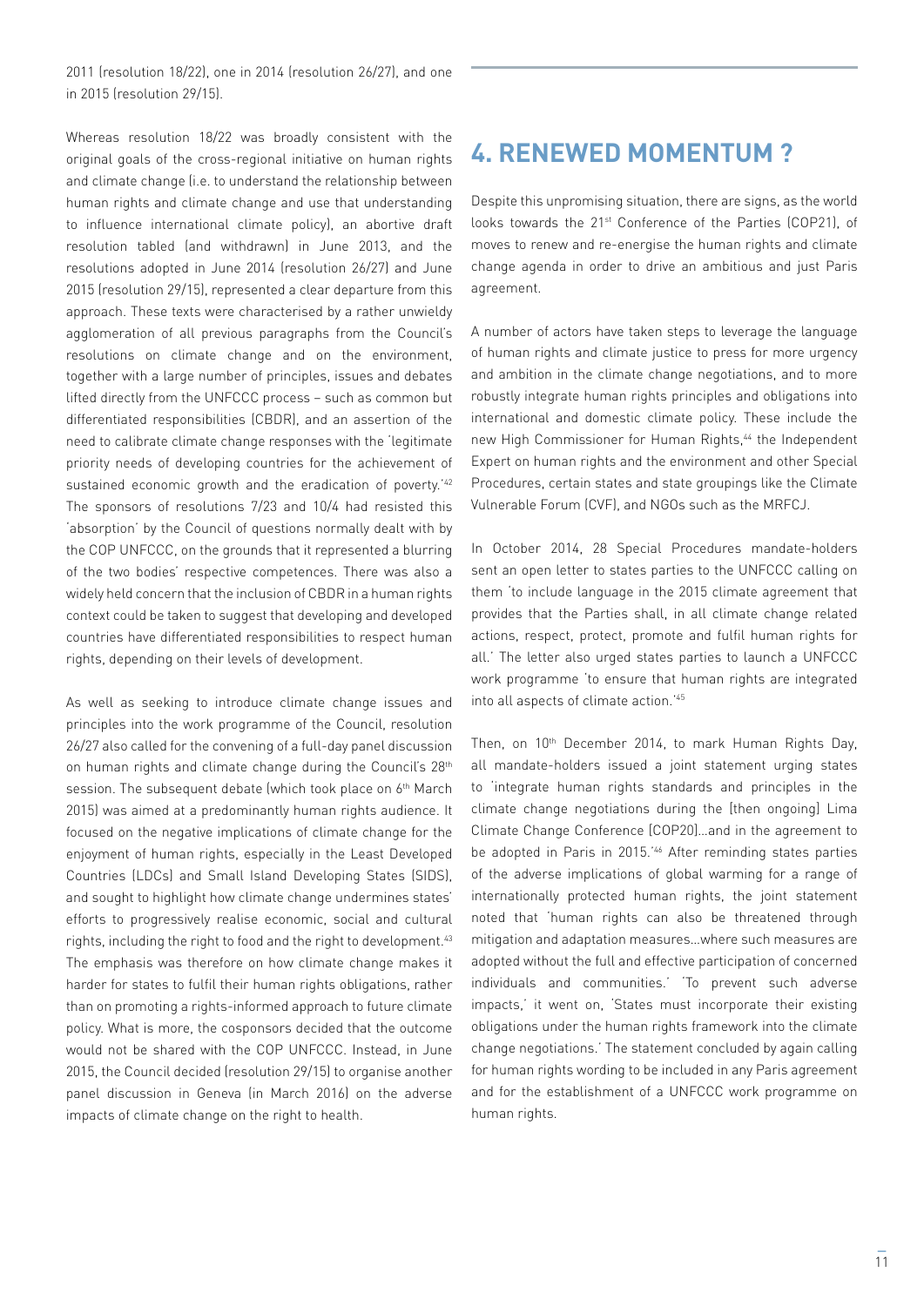2011 (resolution 18/22), one in 2014 (resolution 26/27), and one in 2015 (resolution 29/15).

Whereas resolution 18/22 was broadly consistent with the original goals of the cross-regional initiative on human rights and climate change (i.e. to understand the relationship between human rights and climate change and use that understanding to influence international climate policy), an abortive draft resolution tabled (and withdrawn) in June 2013, and the resolutions adopted in June 2014 (resolution 26/27) and June 2015 (resolution 29/15), represented a clear departure from this approach. These texts were characterised by a rather unwieldy agglomeration of all previous paragraphs from the Council's resolutions on climate change and on the environment, together with a large number of principles, issues and debates lifted directly from the UNFCCC process – such as common but differentiated responsibilities (CBDR), and an assertion of the need to calibrate climate change responses with the 'legitimate priority needs of developing countries for the achievement of sustained economic growth and the eradication of poverty.'[42] The sponsors of resolutions 7/23 and 10/4 had resisted this 'absorption' by the Council of questions normally dealt with by the COP UNFCCC, on the grounds that it represented a blurring of the two bodies' respective competences. There was also a widely held concern that the inclusion of CBDR in a human rights context could be taken to suggest that developing and developed countries have differentiated responsibilities to respect human rights, depending on their levels of development.

As well as seeking to introduce climate change issues and principles into the work programme of the Council, resolution 26/27 also called for the convening of a full-day panel discussion on human rights and climate change during the Council's 28th session. The subsequent debate (which took place on 6th March 2015) was aimed at a predominantly human rights audience. It focused on the negative implications of climate change for the enjoyment of human rights, especially in the Least Developed Countries (LDCs) and Small Island Developing States (SIDS), and sought to highlight how climate change undermines states' efforts to progressively realise economic, social and cultural rights, including the right to food and the right to development.[43] The emphasis was therefore on how climate change makes it harder for states to fulfil their human rights obligations, rather than on promoting a rights-informed approach to future climate policy. What is more, the cosponsors decided that the outcome would not be shared with the COP UNFCCC. Instead, in June 2015, the Council decided (resolution 29/15) to organise another panel discussion in Geneva (in March 2016) on the adverse impacts of climate change on the right to health.

## 4. RENEWED MOMENTUM ?

Despite this unpromising situation, there are signs, as the world looks towards the 21st Conference of the Parties (COP21), of moves to renew and re-energise the human rights and climate change agenda in order to drive an ambitious and just Paris agreement.

A number of actors have taken steps to leverage the language of human rights and climate justice to press for more urgency and ambition in the climate change negotiations, and to more robustly integrate human rights principles and obligations into international and domestic climate policy. These include the new High Commissioner for Human Rights,[44] the Independent Expert on human rights and the environment and other Special Procedures, certain states and state groupings like the Climate Vulnerable Forum (CVF), and NGOs such as the MRFCJ.

In October 2014, 28 Special Procedures mandate-holders sent an open letter to states parties to the UNFCCC calling on them 'to include language in the 2015 climate agreement that provides that the Parties shall, in all climate change related actions, respect, protect, promote and fulfil human rights for all.' The letter also urged states parties to launch a UNFCCC work programme 'to ensure that human rights are integrated into all aspects of climate action.'[45]

Then, on 10th December 2014, to mark Human Rights Day, all mandate-holders issued a joint statement urging states to 'integrate human rights standards and principles in the climate change negotiations during the [then ongoing] Lima Climate Change Conference [COP20]…and in the agreement to be adopted in Paris in 2015.'[46] After reminding states parties of the adverse implications of global warming for a range of internationally protected human rights, the joint statement noted that 'human rights can also be threatened through mitigation and adaptation measures…where such measures are adopted without the full and effective participation of concerned individuals and communities.' 'To prevent such adverse impacts,' it went on, 'States must incorporate their existing obligations under the human rights framework into the climate change negotiations.' The statement concluded by again calling for human rights wording to be included in any Paris agreement and for the establishment of a UNFCCC work programme on human rights.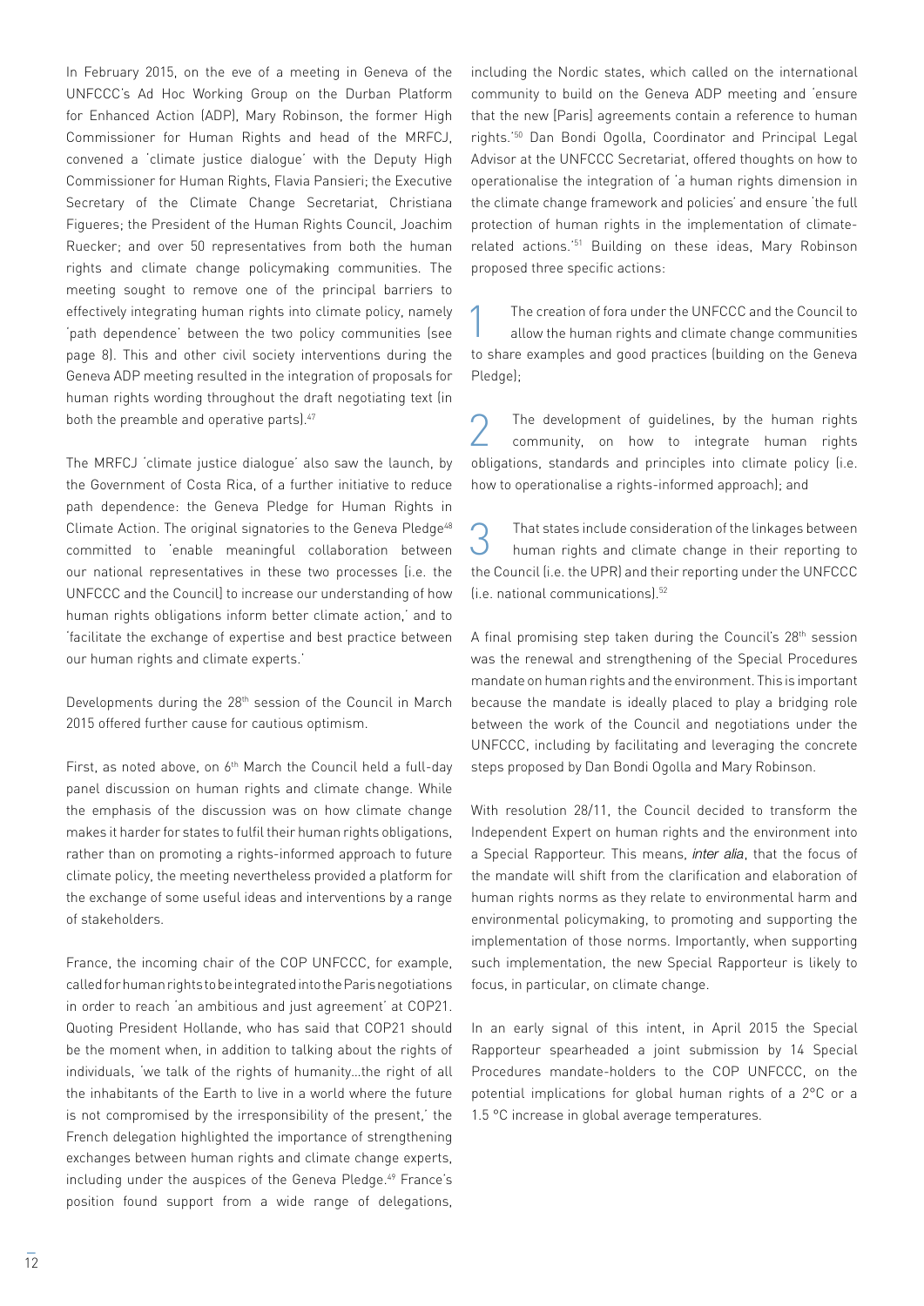In February 2015, on the eve of a meeting in Geneva of the UNFCCC's Ad Hoc Working Group on the Durban Platform for Enhanced Action (ADP), Mary Robinson, the former High Commissioner for Human Rights and head of the MRFCJ, convened a 'climate justice dialogue' with the Deputy High Commissioner for Human Rights, Flavia Pansieri; the Executive Secretary of the Climate Change Secretariat, Christiana Figueres; the President of the Human Rights Council, Joachim Ruecker; and over 50 representatives from both the human rights and climate change policymaking communities. The meeting sought to remove one of the principal barriers to effectively integrating human rights into climate policy, namely 'path dependence' between the two policy communities (see page 8). This and other civil society interventions during the Geneva ADP meeting resulted in the integration of proposals for human rights wording throughout the draft negotiating text (in both the preamble and operative parts).[47]

The MRFCJ 'climate justice dialogue' also saw the launch, by the Government of Costa Rica, of a further initiative to reduce path dependence: the Geneva Pledge for Human Rights in Climate Action. The original signatories to the Geneva Pledge[48] committed to 'enable meaningful collaboration between our national representatives in these two processes (i.e. the UNFCCC and the Council) to increase our understanding of how human rights obligations inform better climate action,' and to 'facilitate the exchange of expertise and best practice between our human rights and climate experts.'

Developments during the 28th session of the Council in March 2015 offered further cause for cautious optimism.

First, as noted above, on 6th March the Council held a full-day panel discussion on human rights and climate change. While the emphasis of the discussion was on how climate change makes it harder for states to fulfil their human rights obligations, rather than on promoting a rights-informed approach to future climate policy, the meeting nevertheless provided a platform for the exchange of some useful ideas and interventions by a range of stakeholders.

France, the incoming chair of the COP UNFCCC, for example, called for human rights to be integrated into the Paris negotiations in order to reach 'an ambitious and just agreement' at COP21. Quoting President Hollande, who has said that COP21 should be the moment when, in addition to talking about the rights of individuals, 'we talk of the rights of humanity…the right of all the inhabitants of the Earth to live in a world where the future is not compromised by the irresponsibility of the present,' the French delegation highlighted the importance of strengthening exchanges between human rights and climate change experts, including under the auspices of the Geneva Pledge.[49] France's position found support from a wide range of delegations, including the Nordic states, which called on the international community to build on the Geneva ADP meeting and 'ensure that the new [Paris] agreements contain a reference to human rights.'[50] Dan Bondi Ogolla, Coordinator and Principal Legal Advisor at the UNFCCC Secretariat, offered thoughts on how to operationalise the integration of 'a human rights dimension in the climate change framework and policies' and ensure 'the full protection of human rights in the implementation of climate-related actions.'[51] Building on these ideas, Mary Robinson proposed three specific actions:

1. The creation of fora under the UNFCCC and the Council to allow the human rights and climate change communities to share examples and good practices (building on the Geneva Pledge);

2. The development of guidelines, by the human rights community, on how to integrate human rights obligations, standards and principles into climate policy (i.e. how to operationalise a rights-informed approach); and

3. That states include consideration of the linkages between human rights and climate change in their reporting to the Council (i.e. the UPR) and their reporting under the UNFCCC (i.e. national communications).[52]

A final promising step taken during the Council's 28th session was the renewal and strengthening of the Special Procedures mandate on human rights and the environment. This is important because the mandate is ideally placed to play a bridging role between the work of the Council and negotiations under the UNFCCC, including by facilitating and leveraging the concrete steps proposed by Dan Bondi Ogolla and Mary Robinson.

With resolution 28/11, the Council decided to transform the Independent Expert on human rights and the environment into a Special Rapporteur. This means, *inter alia*, that the focus of the mandate will shift from the clarification and elaboration of human rights norms as they relate to environmental harm and environmental policymaking, to promoting and supporting the implementation of those norms. Importantly, when supporting such implementation, the new Special Rapporteur is likely to focus, in particular, on climate change.

In an early signal of this intent, in April 2015 the Special Rapporteur spearheaded a joint submission by 14 Special Procedures mandate-holders to the COP UNFCCC, on the potential implications for global human rights of a 2°C or a 1.5 °C increase in global average temperatures.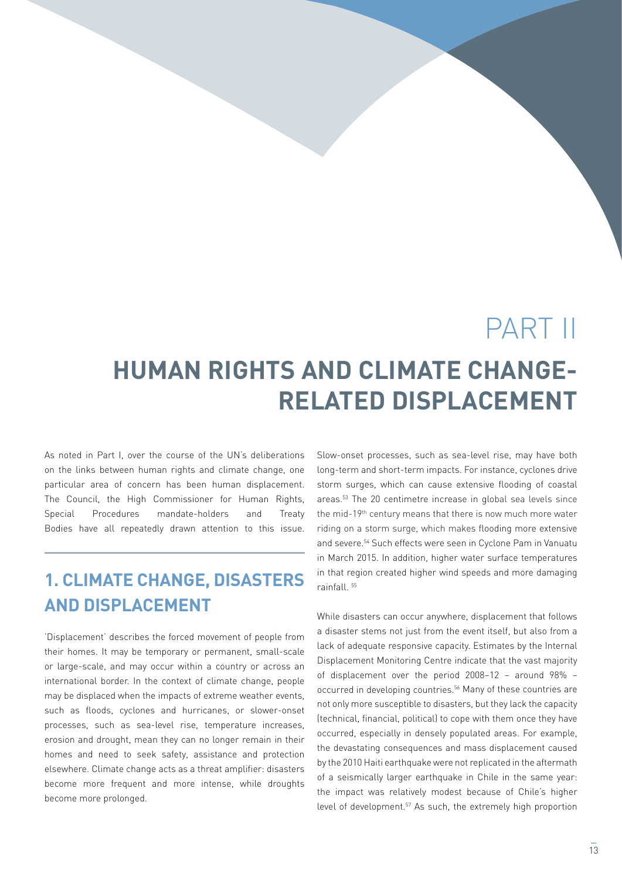# PART II

# HUMAN RIGHTS AND CLIMATE CHANGE-RELATED DISPLACEMENT

As noted in Part I, over the course of the UN's deliberations on the links between human rights and climate change, one particular area of concern has been human displacement. The Council, the High Commissioner for Human Rights, Special Procedures mandate-holders and Treaty Bodies have all repeatedly drawn attention to this issue.

## 1. CLIMATE CHANGE, DISASTERS AND DISPLACEMENT

'Displacement' describes the forced movement of people from their homes. It may be temporary or permanent, small-scale or large-scale, and may occur within a country or across an international border. In the context of climate change, people may be displaced when the impacts of extreme weather events, such as floods, cyclones and hurricanes, or slower-onset processes, such as sea-level rise, temperature increases, erosion and drought, mean they can no longer remain in their homes and need to seek safety, assistance and protection elsewhere. Climate change acts as a threat amplifier: disasters become more frequent and more intense, while droughts become more prolonged.

Slow-onset processes, such as sea-level rise, may have both long-term and short-term impacts. For instance, cyclones drive storm surges, which can cause extensive flooding of coastal areas.[53] The 20 centimetre increase in global sea levels since the mid-19th century means that there is now much more water riding on a storm surge, which makes flooding more extensive and severe.[54] Such effects were seen in Cyclone Pam in Vanuatu in March 2015. In addition, higher water surface temperatures in that region created higher wind speeds and more damaging rainfall.[55]

While disasters can occur anywhere, displacement that follows a disaster stems not just from the event itself, but also from a lack of adequate responsive capacity. Estimates by the Internal Displacement Monitoring Centre indicate that the vast majority of displacement over the period 2008–12 – around 98% – occurred in developing countries.[56] Many of these countries are not only more susceptible to disasters, but they lack the capacity (technical, financial, political) to cope with them once they have occurred, especially in densely populated areas. For example, the devastating consequences and mass displacement caused by the 2010 Haiti earthquake were not replicated in the aftermath of a seismically larger earthquake in Chile in the same year: the impact was relatively modest because of Chile's higher level of development.[57] As such, the extremely high proportion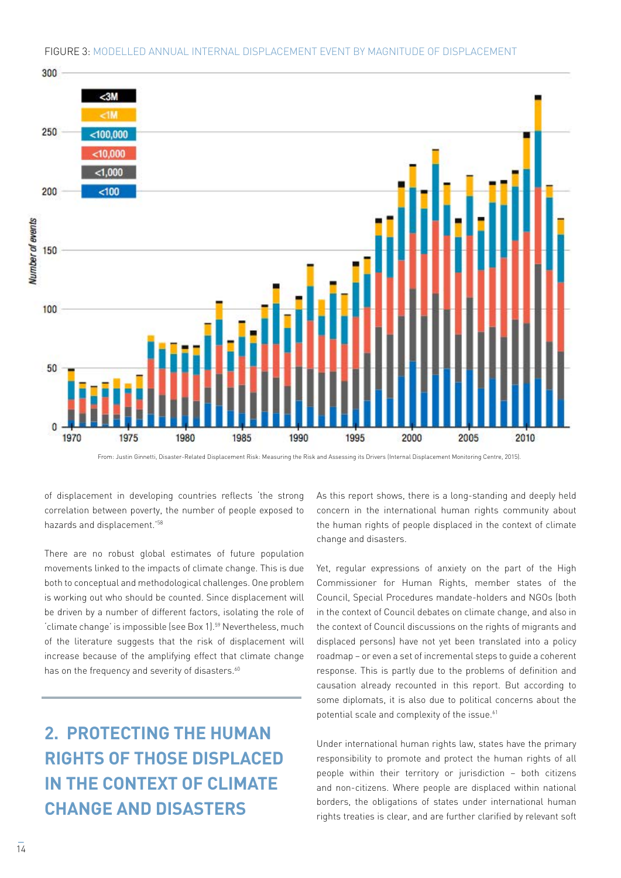FIGURE 3: MODELLED ANNUAL INTERNAL DISPLACEMENT EVENT BY MAGNITUDE OF DISPLACEMENT

From: Justin Ginnetti, Disaster-Related Displacement Risk: Measuring the Risk and Assessing its Drivers (Internal Displacement Monitoring Centre, 2015).

of displacement in developing countries reflects 'the strong correlation between poverty, the number of people exposed to hazards and displacement.'[58]

There are no robust global estimates of future population movements linked to the impacts of climate change. This is due both to conceptual and methodological challenges. One problem is working out who should be counted. Since displacement will be driven by a number of different factors, isolating the role of 'climate change' is impossible (see Box 1).[59] Nevertheless, much of the literature suggests that the risk of displacement will increase because of the amplifying effect that climate change has on the frequency and severity of disasters.[60]

## 2. PROTECTING THE HUMAN RIGHTS OF THOSE DISPLACED IN THE CONTEXT OF CLIMATE CHANGE AND DISASTERS

As this report shows, there is a long-standing and deeply held concern in the international human rights community about the human rights of people displaced in the context of climate change and disasters.

Yet, regular expressions of anxiety on the part of the High Commissioner for Human Rights, member states of the Council, Special Procedures mandate-holders and NGOs (both in the context of Council debates on climate change, and also in the context of Council discussions on the rights of migrants and displaced persons) have not yet been translated into a policy roadmap – or even a set of incremental steps to guide a coherent response. This is partly due to the problems of definition and causation already recounted in this report. But according to some diplomats, it is also due to political concerns about the potential scale and complexity of the issue.[61]

Under international human rights law, states have the primary responsibility to promote and protect the human rights of all people within their territory or jurisdiction – both citizens and non-citizens. Where people are displaced within national borders, the obligations of states under international human rights treaties is clear, and are further clarified by relevant soft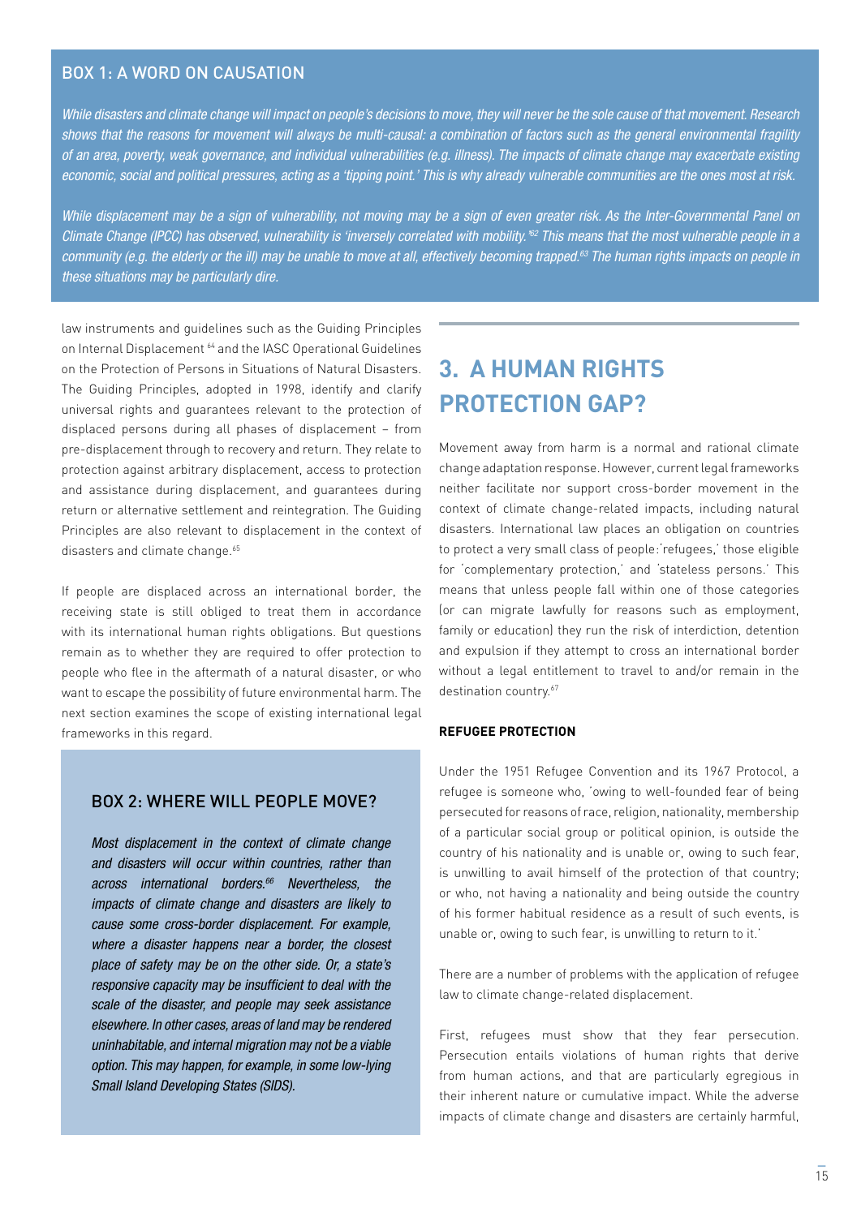### BOX 1: A WORD ON CAUSATION

*While disasters and climate change will impact on people's decisions to move, they will never be the sole cause of that movement. Research shows that the reasons for movement will always be multi-causal: a combination of factors such as the general environmental fragility of an area, poverty, weak governance, and individual vulnerabilities (e.g. illness). The impacts of climate change may exacerbate existing economic, social and political pressures, acting as a 'tipping point.' This is why already vulnerable communities are the ones most at risk.*

*While displacement may be a sign of vulnerability, not moving may be a sign of even greater risk. As the Inter-Governmental Panel on Climate Change (IPCC) has observed, vulnerability is 'inversely correlated with mobility.'[62] This means that the most vulnerable people in a community (e.g. the elderly or the ill) may be unable to move at all, effectively becoming trapped.[63] The human rights impacts on people in these situations may be particularly dire.*

law instruments and guidelines such as the Guiding Principles on Internal Displacement [64] and the IASC Operational Guidelines on the Protection of Persons in Situations of Natural Disasters. The Guiding Principles, adopted in 1998, identify and clarify universal rights and guarantees relevant to the protection of displaced persons during all phases of displacement – from pre-displacement through to recovery and return. They relate to protection against arbitrary displacement, access to protection and assistance during displacement, and guarantees during return or alternative settlement and reintegration. The Guiding Principles are also relevant to displacement in the context of disasters and climate change.[65]

If people are displaced across an international border, the receiving state is still obliged to treat them in accordance with its international human rights obligations. But questions remain as to whether they are required to offer protection to people who flee in the aftermath of a natural disaster, or who want to escape the possibility of future environmental harm. The next section examines the scope of existing international legal frameworks in this regard.

### BOX 2: WHERE WILL PEOPLE MOVE?

*Most displacement in the context of climate change and disasters will occur within countries, rather than across international borders.[66] Nevertheless, the impacts of climate change and disasters are likely to cause some cross-border displacement. For example, where a disaster happens near a border, the closest place of safety may be on the other side. Or, a state's responsive capacity may be insufficient to deal with the scale of the disaster, and people may seek assistance elsewhere. In other cases, areas of land may be rendered uninhabitable, and internal migration may not be a viable option. This may happen, for example, in some low-lying Small Island Developing States (SIDS).*

## 3. A HUMAN RIGHTS PROTECTION GAP?

Movement away from harm is a normal and rational climate change adaptation response. However, current legal frameworks neither facilitate nor support cross-border movement in the context of climate change-related impacts, including natural disasters. International law places an obligation on countries to protect a very small class of people: 'refugees,' those eligible for 'complementary protection,' and 'stateless persons.' This means that unless people fall within one of those categories (or can migrate lawfully for reasons such as employment, family or education) they run the risk of interdiction, detention and expulsion if they attempt to cross an international border without a legal entitlement to travel to and/or remain in the destination country.[67]

**REFUGEE PROTECTION**

Under the 1951 Refugee Convention and its 1967 Protocol, a refugee is someone who, 'owing to well-founded fear of being persecuted for reasons of race, religion, nationality, membership of a particular social group or political opinion, is outside the country of his nationality and is unable or, owing to such fear, is unwilling to avail himself of the protection of that country; or who, not having a nationality and being outside the country of his former habitual residence as a result of such events, is unable or, owing to such fear, is unwilling to return to it.'

There are a number of problems with the application of refugee law to climate change-related displacement.

First, refugees must show that they fear persecution. Persecution entails violations of human rights that derive from human actions, and that are particularly egregious in their inherent nature or cumulative impact. While the adverse impacts of climate change and disasters are certainly harmful,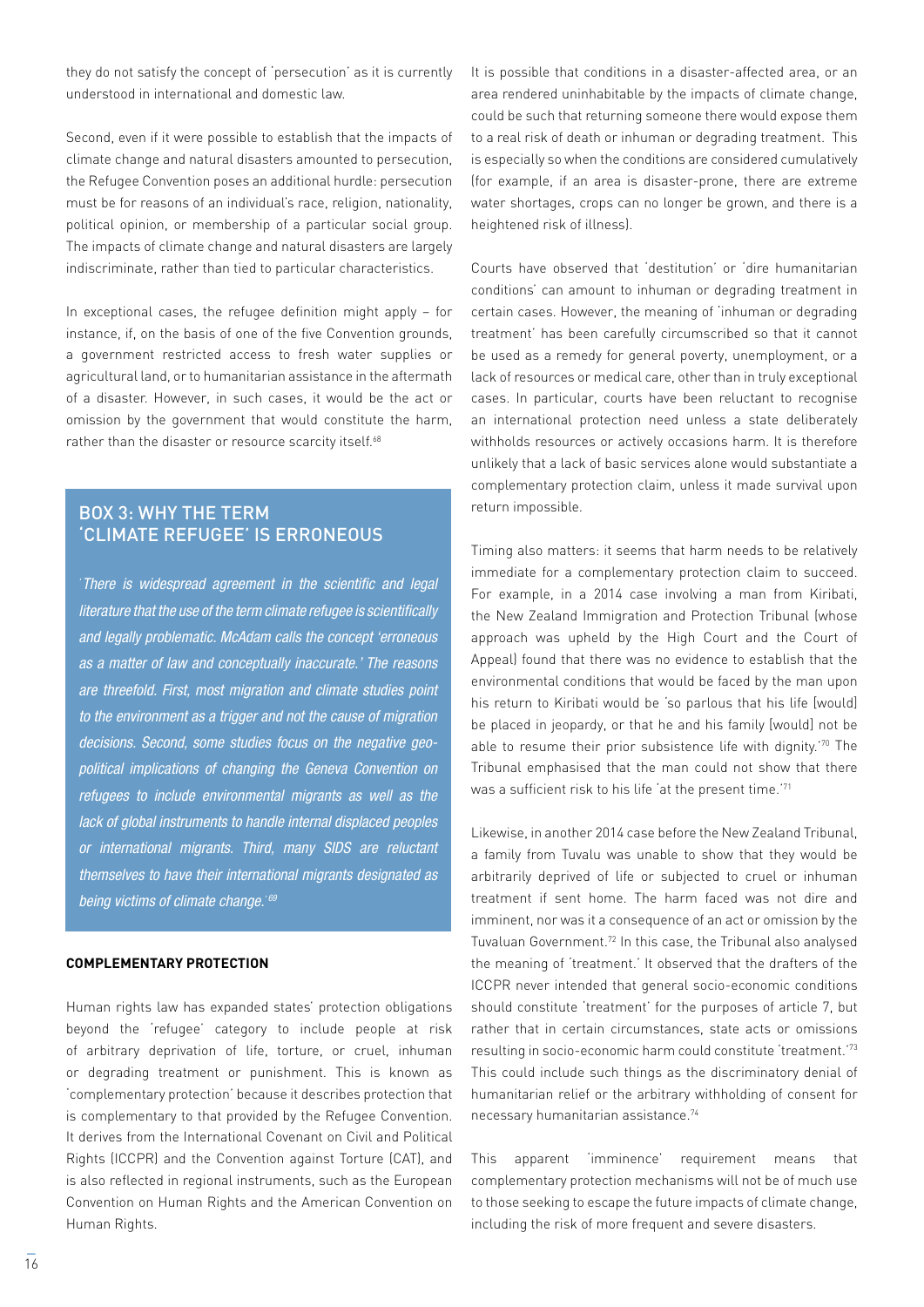they do not satisfy the concept of 'persecution' as it is currently understood in international and domestic law.

Second, even if it were possible to establish that the impacts of climate change and natural disasters amounted to persecution, the Refugee Convention poses an additional hurdle: persecution must be for reasons of an individual's race, religion, nationality, political opinion, or membership of a particular social group. The impacts of climate change and natural disasters are largely indiscriminate, rather than tied to particular characteristics.

In exceptional cases, the refugee definition might apply – for instance, if, on the basis of one of the five Convention grounds, a government restricted access to fresh water supplies or agricultural land, or to humanitarian assistance in the aftermath of a disaster. However, in such cases, it would be the act or omission by the government that would constitute the harm, rather than the disaster or resource scarcity itself.[68]

## BOX 3: WHY THE TERM 'CLIMATE REFUGEE' IS ERRONEOUS

*'There is widespread agreement in the scientific and legal literature that the use of the term climate refugee is scientifically and legally problematic. McAdam calls the concept 'erroneous as a matter of law and conceptually inaccurate.' The reasons are threefold. First, most migration and climate studies point to the environment as a trigger and not the cause of migration decisions. Second, some studies focus on the negative geo-political implications of changing the Geneva Convention on refugees to include environmental migrants as well as the lack of global instruments to handle internal displaced peoples or international migrants. Third, many SIDS are reluctant themselves to have their international migrants designated as being victims of climate change.'*[69]

**COMPLEMENTARY PROTECTION**

Human rights law has expanded states' protection obligations beyond the 'refugee' category to include people at risk of arbitrary deprivation of life, torture, or cruel, inhuman or degrading treatment or punishment. This is known as 'complementary protection' because it describes protection that is complementary to that provided by the Refugee Convention. It derives from the International Covenant on Civil and Political Rights (ICCPR) and the Convention against Torture (CAT), and is also reflected in regional instruments, such as the European Convention on Human Rights and the American Convention on Human Rights.

It is possible that conditions in a disaster-affected area, or an area rendered uninhabitable by the impacts of climate change, could be such that returning someone there would expose them to a real risk of death or inhuman or degrading treatment. This is especially so when the conditions are considered cumulatively (for example, if an area is disaster-prone, there are extreme water shortages, crops can no longer be grown, and there is a heightened risk of illness).

Courts have observed that 'destitution' or 'dire humanitarian conditions' can amount to inhuman or degrading treatment in certain cases. However, the meaning of 'inhuman or degrading treatment' has been carefully circumscribed so that it cannot be used as a remedy for general poverty, unemployment, or a lack of resources or medical care, other than in truly exceptional cases. In particular, courts have been reluctant to recognise an international protection need unless a state deliberately withholds resources or actively occasions harm. It is therefore unlikely that a lack of basic services alone would substantiate a complementary protection claim, unless it made survival upon return impossible.

Timing also matters: it seems that harm needs to be relatively immediate for a complementary protection claim to succeed. For example, in a 2014 case involving a man from Kiribati, the New Zealand Immigration and Protection Tribunal (whose approach was upheld by the High Court and the Court of Appeal) found that there was no evidence to establish that the environmental conditions that would be faced by the man upon his return to Kiribati would be 'so parlous that his life [would] be placed in jeopardy, or that he and his family [would] not be able to resume their prior subsistence life with dignity.'[70] The Tribunal emphasised that the man could not show that there was a sufficient risk to his life 'at the present time.'[71]

Likewise, in another 2014 case before the New Zealand Tribunal, a family from Tuvalu was unable to show that they would be arbitrarily deprived of life or subjected to cruel or inhuman treatment if sent home. The harm faced was not dire and imminent, nor was it a consequence of an act or omission by the Tuvaluan Government.[72] In this case, the Tribunal also analysed the meaning of 'treatment.' It observed that the drafters of the ICCPR never intended that general socio-economic conditions should constitute 'treatment' for the purposes of article 7, but rather that in certain circumstances, state acts or omissions resulting in socio-economic harm could constitute 'treatment.'[73] This could include such things as the discriminatory denial of humanitarian relief or the arbitrary withholding of consent for necessary humanitarian assistance.[74]

This apparent 'imminence' requirement means that complementary protection mechanisms will not be of much use to those seeking to escape the future impacts of climate change, including the risk of more frequent and severe disasters.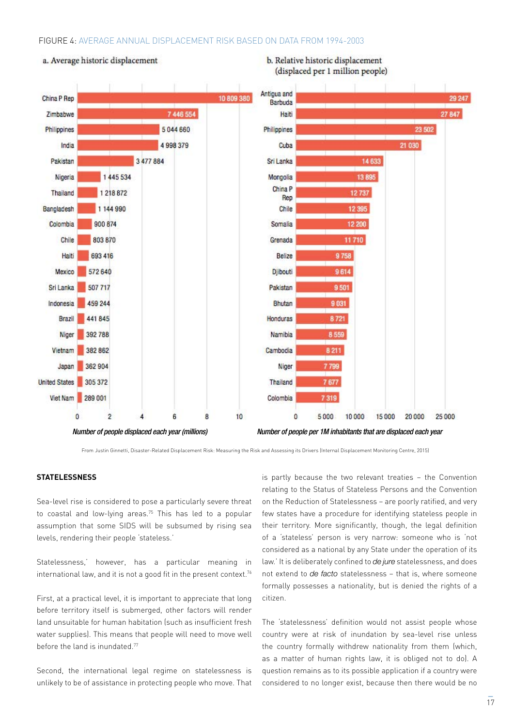FIGURE 4: AVERAGE ANNUAL DISPLACEMENT RISK BASED ON DATA FROM 1994-2003

**a. Average historic displacement**

| Country | Number of people displaced each year |
|---|---|
| China P Rep | 10 809 380 |
| Zimbabwe | 7 446 554 |
| Philippines | 5 044 660 |
| India | 4 998 379 |
| Pakistan | 3 477 884 |
| Nigeria | 1 445 534 |
| Thailand | 1 218 872 |
| Bangladesh | 1 144 990 |
| Colombia | 900 874 |
| Chile | 803 870 |
| Haiti | 693 416 |
| Mexico | 572 640 |
| Sri Lanka | 507 717 |
| Indonesia | 459 244 |
| Brazil | 441 845 |
| Niger | 392 788 |
| Vietnam | 382 862 |
| Japan | 362 904 |
| United States | 305 372 |
| Viet Nam | 289 001 |

*Number of people displaced each year (millions)*

**b. Relative historic displacement (displaced per 1 million people)**

| Country | Number of people per 1M inhabitants that are displaced each year |
|---|---|
| Antigua and Barbuda | 29 247 |
| Haiti | 27 847 |
| Philippines | 23 502 |
| Cuba | 21 030 |
| Sri Lanka | 14 633 |
| Mongolia | 13 895 |
| China P Rep | 12 737 |
| Chile | 12 395 |
| Somalia | 12 200 |
| Grenada | 11 710 |
| Belize | 9 758 |
| Djibouti | 9 614 |
| Pakistan | 9 501 |
| Bhutan | 9 031 |
| Honduras | 8 721 |
| Namibia | 8 559 |
| Cambodia | 8 211 |
| Niger | 7 799 |
| Thailand | 7 677 |
| Colombia | 7 319 |

*Number of people per 1M inhabitants that are displaced each year*

From Justin Ginnetti, Disaster-Related Displacement Risk: Measuring the Risk and Assessing its Drivers (Internal Displacement Monitoring Centre, 2015)

### STATELESSNESS

Sea-level rise is considered to pose a particularly severe threat to coastal and low-lying areas.[75] This has led to a popular assumption that some SIDS will be subsumed by rising sea levels, rendering their people 'stateless.'

Statelessness,' however, has a particular meaning in international law, and it is not a good fit in the present context.[76]

First, at a practical level, it is important to appreciate that long before territory itself is submerged, other factors will render land unsuitable for human habitation (such as insufficient fresh water supplies). This means that people will need to move well before the land is inundated.[77]

Second, the international legal regime on statelessness is unlikely to be of assistance in protecting people who move. That is partly because the two relevant treaties – the Convention relating to the Status of Stateless Persons and the Convention on the Reduction of Statelessness – are poorly ratified, and very few states have a procedure for identifying stateless people in their territory. More significantly, though, the legal definition of a 'stateless' person is very narrow: someone who is 'not considered as a national by any State under the operation of its law.' It is deliberately confined to *de jure* statelessness, and does not extend to *de facto* statelessness – that is, where someone formally possesses a nationality, but is denied the rights of a citizen.

The 'statelessness' definition would not assist people whose country were at risk of inundation by sea-level rise unless the country formally withdrew nationality from them (which, as a matter of human rights law, it is obliged not to do). A question remains as to its possible application if a country were considered to no longer exist, because then there would be no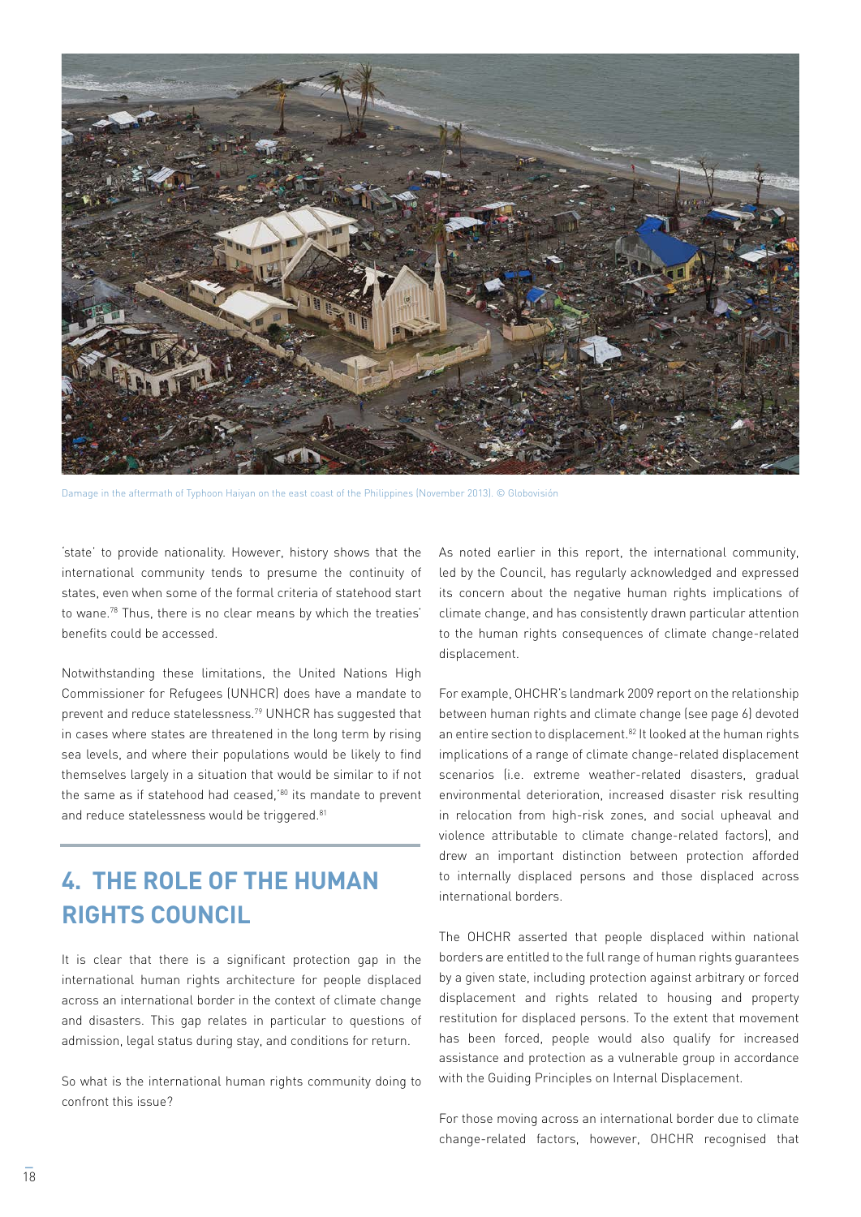Damage in the aftermath of Typhoon Haiyan on the east coast of the Philippines (November 2013). © Globovisión

'state' to provide nationality. However, history shows that the international community tends to presume the continuity of states, even when some of the formal criteria of statehood start to wane.[78] Thus, there is no clear means by which the treaties' benefits could be accessed.

Notwithstanding these limitations, the United Nations High Commissioner for Refugees (UNHCR) does have a mandate to prevent and reduce statelessness.[79] UNHCR has suggested that in cases where states are threatened in the long term by rising sea levels, and where their populations would be likely to find themselves largely in a situation that would be similar to if not the same as if statehood had ceased,'[80] its mandate to prevent and reduce statelessness would be triggered.[81]

## 4. THE ROLE OF THE HUMAN RIGHTS COUNCIL

It is clear that there is a significant protection gap in the international human rights architecture for people displaced across an international border in the context of climate change and disasters. This gap relates in particular to questions of admission, legal status during stay, and conditions for return.

So what is the international human rights community doing to confront this issue?

As noted earlier in this report, the international community, led by the Council, has regularly acknowledged and expressed its concern about the negative human rights implications of climate change, and has consistently drawn particular attention to the human rights consequences of climate change-related displacement.

For example, OHCHR's landmark 2009 report on the relationship between human rights and climate change (see page 6) devoted an entire section to displacement.[82] It looked at the human rights implications of a range of climate change-related displacement scenarios (i.e. extreme weather-related disasters, gradual environmental deterioration, increased disaster risk resulting in relocation from high-risk zones, and social upheaval and violence attributable to climate change-related factors), and drew an important distinction between protection afforded to internally displaced persons and those displaced across international borders.

The OHCHR asserted that people displaced within national borders are entitled to the full range of human rights guarantees by a given state, including protection against arbitrary or forced displacement and rights related to housing and property restitution for displaced persons. To the extent that movement has been forced, people would also qualify for increased assistance and protection as a vulnerable group in accordance with the Guiding Principles on Internal Displacement.

For those moving across an international border due to climate change-related factors, however, OHCHR recognised that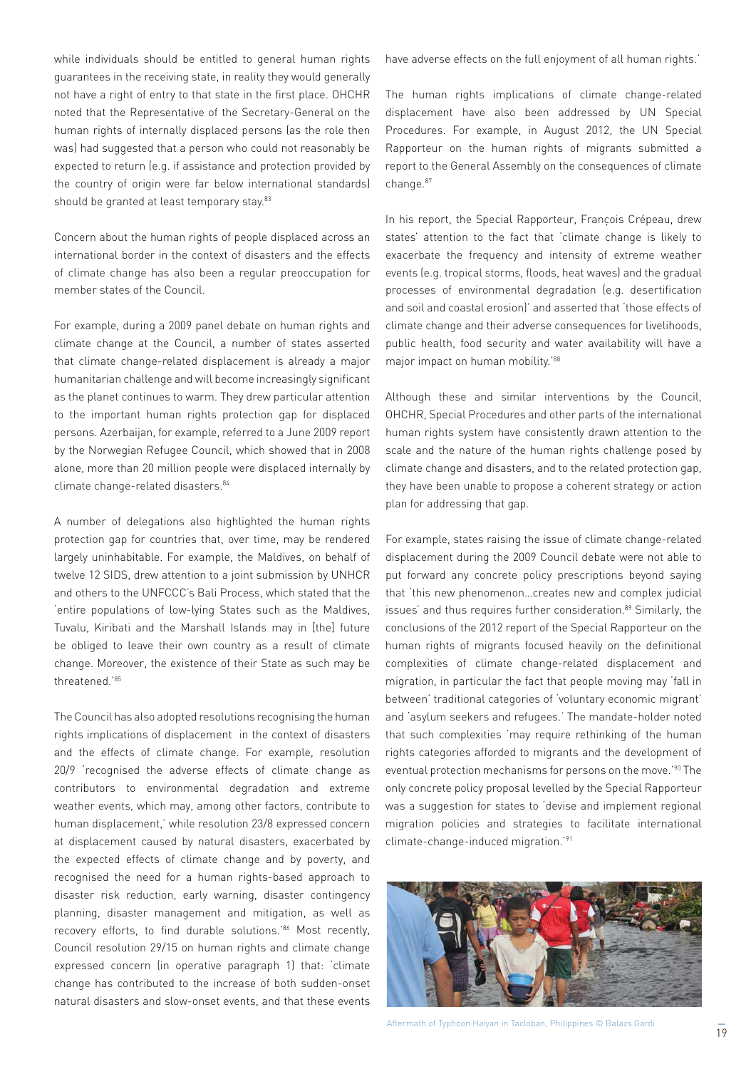while individuals should be entitled to general human rights guarantees in the receiving state, in reality they would generally not have a right of entry to that state in the first place. OHCHR noted that the Representative of the Secretary-General on the human rights of internally displaced persons (as the role then was) had suggested that a person who could not reasonably be expected to return (e.g. if assistance and protection provided by the country of origin were far below international standards) should be granted at least temporary stay.[83]

Concern about the human rights of people displaced across an international border in the context of disasters and the effects of climate change has also been a regular preoccupation for member states of the Council.

For example, during a 2009 panel debate on human rights and climate change at the Council, a number of states asserted that climate change-related displacement is already a major humanitarian challenge and will become increasingly significant as the planet continues to warm. They drew particular attention to the important human rights protection gap for displaced persons. Azerbaijan, for example, referred to a June 2009 report by the Norwegian Refugee Council, which showed that in 2008 alone, more than 20 million people were displaced internally by climate change-related disasters.[84]

A number of delegations also highlighted the human rights protection gap for countries that, over time, may be rendered largely uninhabitable. For example, the Maldives, on behalf of twelve 12 SIDS, drew attention to a joint submission by UNHCR and others to the UNFCCC's Bali Process, which stated that the 'entire populations of low-lying States such as the Maldives, Tuvalu, Kiribati and the Marshall Islands may in [the] future be obliged to leave their own country as a result of climate change. Moreover, the existence of their State as such may be threatened.'[85]

The Council has also adopted resolutions recognising the human rights implications of displacement in the context of disasters and the effects of climate change. For example, resolution 20/9 'recognised the adverse effects of climate change as contributors to environmental degradation and extreme weather events, which may, among other factors, contribute to human displacement,' while resolution 23/8 expressed concern at displacement caused by natural disasters, exacerbated by the expected effects of climate change and by poverty, and recognised the need for a human rights-based approach to disaster risk reduction, early warning, disaster contingency planning, disaster management and mitigation, as well as recovery efforts, to find durable solutions.'[86] Most recently, Council resolution 29/15 on human rights and climate change expressed concern (in operative paragraph 1) that: 'climate change has contributed to the increase of both sudden-onset natural disasters and slow-onset events, and that these events have adverse effects on the full enjoyment of all human rights.'

The human rights implications of climate change-related displacement have also been addressed by UN Special Procedures. For example, in August 2012, the UN Special Rapporteur on the human rights of migrants submitted a report to the General Assembly on the consequences of climate change.[87]

In his report, the Special Rapporteur, François Crépeau, drew states' attention to the fact that 'climate change is likely to exacerbate the frequency and intensity of extreme weather events (e.g. tropical storms, floods, heat waves) and the gradual processes of environmental degradation (e.g. desertification and soil and coastal erosion)' and asserted that 'those effects of climate change and their adverse consequences for livelihoods, public health, food security and water availability will have a major impact on human mobility.'[88]

Although these and similar interventions by the Council, OHCHR, Special Procedures and other parts of the international human rights system have consistently drawn attention to the scale and the nature of the human rights challenge posed by climate change and disasters, and to the related protection gap, they have been unable to propose a coherent strategy or action plan for addressing that gap.

For example, states raising the issue of climate change-related displacement during the 2009 Council debate were not able to put forward any concrete policy prescriptions beyond saying that 'this new phenomenon…creates new and complex judicial issues' and thus requires further consideration.[89] Similarly, the conclusions of the 2012 report of the Special Rapporteur on the human rights of migrants focused heavily on the definitional complexities of climate change-related displacement and migration, in particular the fact that people moving may 'fall in between' traditional categories of 'voluntary economic migrant' and 'asylum seekers and refugees.' The mandate-holder noted that such complexities 'may require rethinking of the human rights categories afforded to migrants and the development of eventual protection mechanisms for persons on the move.'[90] The only concrete policy proposal levelled by the Special Rapporteur was a suggestion for states to 'devise and implement regional migration policies and strategies to facilitate international climate-change-induced migration.'[91]

Aftermath of Typhoon Haiyan in Tacloban, Philippines © Balazs Gardi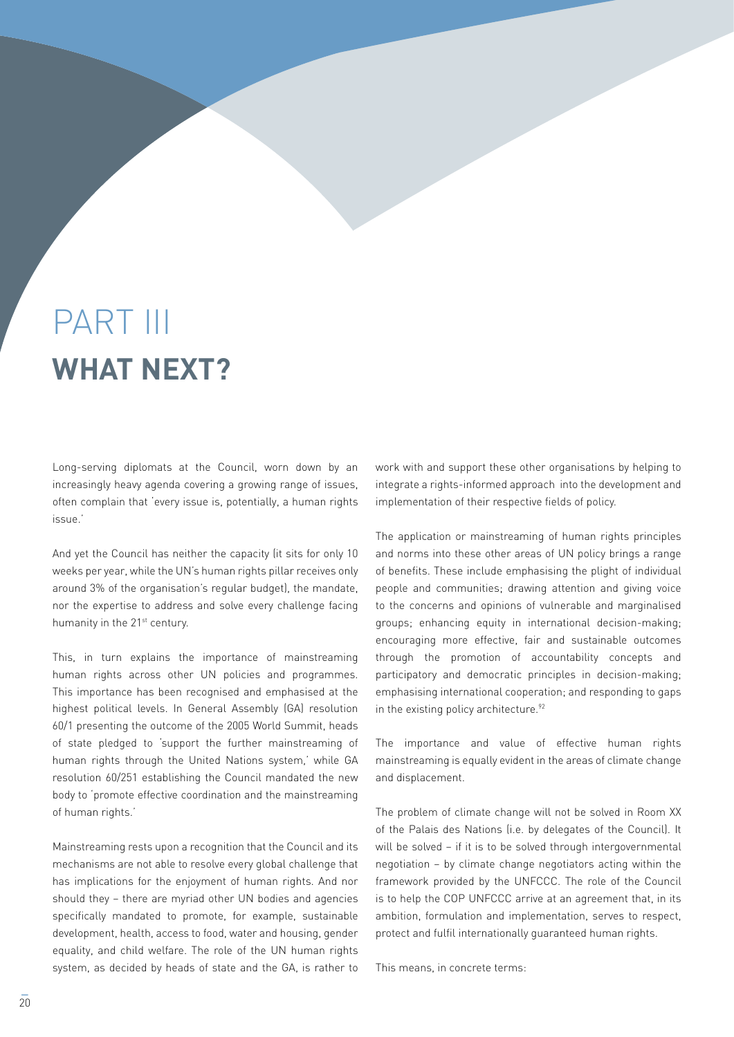# PART III
## WHAT NEXT?

Long-serving diplomats at the Council, worn down by an increasingly heavy agenda covering a growing range of issues, often complain that 'every issue is, potentially, a human rights issue.'

And yet the Council has neither the capacity (it sits for only 10 weeks per year, while the UN's human rights pillar receives only around 3% of the organisation's regular budget), the mandate, nor the expertise to address and solve every challenge facing humanity in the 21st century.

This, in turn explains the importance of mainstreaming human rights across other UN policies and programmes. This importance has been recognised and emphasised at the highest political levels. In General Assembly (GA) resolution 60/1 presenting the outcome of the 2005 World Summit, heads of state pledged to 'support the further mainstreaming of human rights through the United Nations system,' while GA resolution 60/251 establishing the Council mandated the new body to 'promote effective coordination and the mainstreaming of human rights.'

Mainstreaming rests upon a recognition that the Council and its mechanisms are not able to resolve every global challenge that has implications for the enjoyment of human rights. And nor should they – there are myriad other UN bodies and agencies specifically mandated to promote, for example, sustainable development, health, access to food, water and housing, gender equality, and child welfare. The role of the UN human rights system, as decided by heads of state and the GA, is rather to work with and support these other organisations by helping to integrate a rights-informed approach into the development and implementation of their respective fields of policy.

The application or mainstreaming of human rights principles and norms into these other areas of UN policy brings a range of benefits. These include emphasising the plight of individual people and communities; drawing attention and giving voice to the concerns and opinions of vulnerable and marginalised groups; enhancing equity in international decision-making; encouraging more effective, fair and sustainable outcomes through the promotion of accountability concepts and participatory and democratic principles in decision-making; emphasising international cooperation; and responding to gaps in the existing policy architecture.[92]

The importance and value of effective human rights mainstreaming is equally evident in the areas of climate change and displacement.

The problem of climate change will not be solved in Room XX of the Palais des Nations (i.e. by delegates of the Council). It will be solved – if it is to be solved through intergovernmental negotiation – by climate change negotiators acting within the framework provided by the UNFCCC. The role of the Council is to help the COP UNFCCC arrive at an agreement that, in its ambition, formulation and implementation, serves to respect, protect and fulfil internationally guaranteed human rights.

This means, in concrete terms: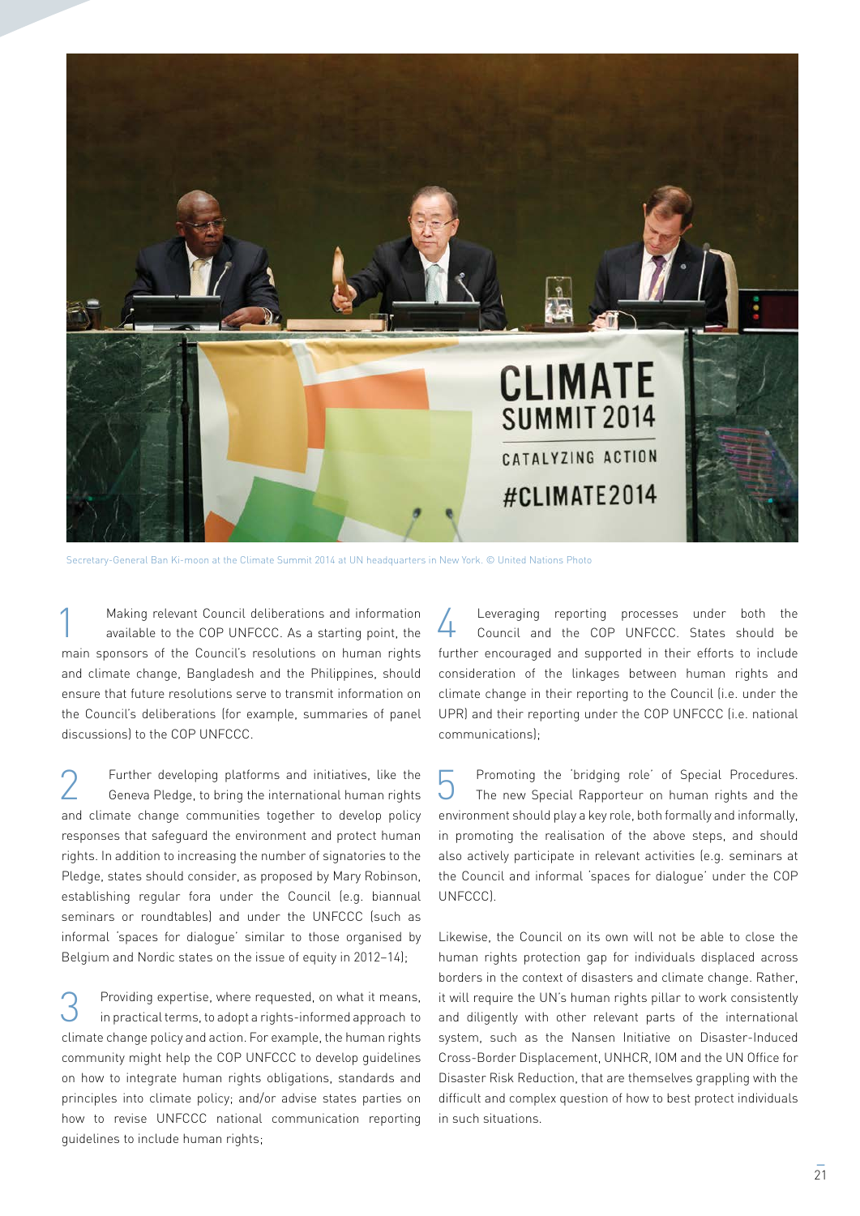Secretary-General Ban Ki-moon at the Climate Summit 2014 at UN headquarters in New York. © United Nations Photo

1. Making relevant Council deliberations and information available to the COP UNFCCC. As a starting point, the main sponsors of the Council's resolutions on human rights and climate change, Bangladesh and the Philippines, should ensure that future resolutions serve to transmit information on the Council's deliberations (for example, summaries of panel discussions) to the COP UNFCCC.

2. Further developing platforms and initiatives, like the Geneva Pledge, to bring the international human rights and climate change communities together to develop policy responses that safeguard the environment and protect human rights. In addition to increasing the number of signatories to the Pledge, states should consider, as proposed by Mary Robinson, establishing regular fora under the Council (e.g. biannual seminars or roundtables) and under the UNFCCC (such as informal 'spaces for dialogue' similar to those organised by Belgium and Nordic states on the issue of equity in 2012–14);

3. Providing expertise, where requested, on what it means, in practical terms, to adopt a rights-informed approach to climate change policy and action. For example, the human rights community might help the COP UNFCCC to develop guidelines on how to integrate human rights obligations, standards and principles into climate policy; and/or advise states parties on how to revise UNFCCC national communication reporting guidelines to include human rights;

4. Leveraging reporting processes under both the Council and the COP UNFCCC. States should be further encouraged and supported in their efforts to include consideration of the linkages between human rights and climate change in their reporting to the Council (i.e. under the UPR) and their reporting under the COP UNFCCC (i.e. national communications);

5. Promoting the 'bridging role' of Special Procedures. The new Special Rapporteur on human rights and the environment should play a key role, both formally and informally, in promoting the realisation of the above steps, and should also actively participate in relevant activities (e.g. seminars at the Council and informal 'spaces for dialogue' under the COP UNFCCC).

Likewise, the Council on its own will not be able to close the human rights protection gap for individuals displaced across borders in the context of disasters and climate change. Rather, it will require the UN's human rights pillar to work consistently and diligently with other relevant parts of the international system, such as the Nansen Initiative on Disaster-Induced Cross-Border Displacement, UNHCR, IOM and the UN Office for Disaster Risk Reduction, that are themselves grappling with the difficult and complex question of how to best protect individuals in such situations.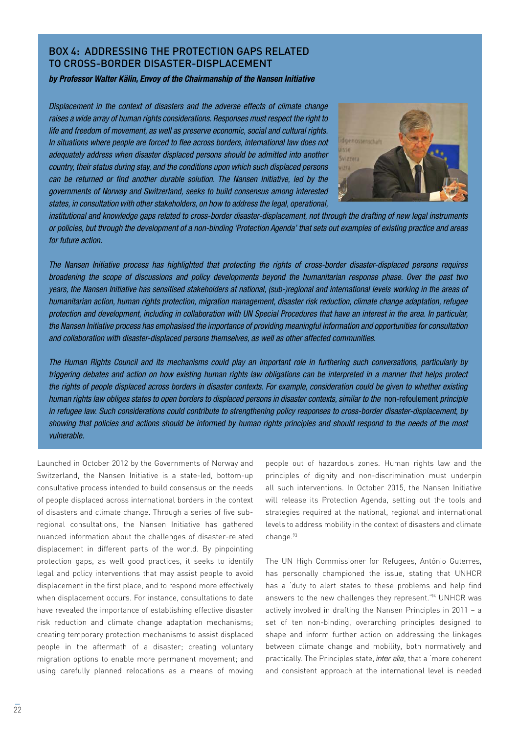## BOX 4: ADDRESSING THE PROTECTION GAPS RELATED TO CROSS-BORDER DISASTER-DISPLACEMENT

***by Professor Walter Kälin, Envoy of the Chairmanship of the Nansen Initiative***

*Displacement in the context of disasters and the adverse effects of climate change raises a wide array of human rights considerations. Responses must respect the right to life and freedom of movement, as well as preserve economic, social and cultural rights. In situations where people are forced to flee across borders, international law does not adequately address when disaster displaced persons should be admitted into another country, their status during stay, and the conditions upon which such displaced persons can be returned or find another durable solution. The Nansen Initiative, led by the governments of Norway and Switzerland, seeks to build consensus among interested states, in consultation with other stakeholders, on how to address the legal, operational, institutional and knowledge gaps related to cross-border disaster-displacement, not through the drafting of new legal instruments or policies, but through the development of a non-binding 'Protection Agenda' that sets out examples of existing practice and areas for future action.*

*The Nansen Initiative process has highlighted that protecting the rights of cross-border disaster-displaced persons requires broadening the scope of discussions and policy developments beyond the humanitarian response phase. Over the past two years, the Nansen Initiative has sensitised stakeholders at national, (sub-)regional and international levels working in the areas of humanitarian action, human rights protection, migration management, disaster risk reduction, climate change adaptation, refugee protection and development, including in collaboration with UN Special Procedures that have an interest in the area. In particular, the Nansen Initiative process has emphasised the importance of providing meaningful information and opportunities for consultation and collaboration with disaster-displaced persons themselves, as well as other affected communities.*

*The Human Rights Council and its mechanisms could play an important role in furthering such conversations, particularly by triggering debates and action on how existing human rights law obligations can be interpreted in a manner that helps protect the rights of people displaced across borders in disaster contexts. For example, consideration could be given to whether existing human rights law obliges states to open borders to displaced persons in disaster contexts, similar to the* non-refoulement *principle in refugee law. Such considerations could contribute to strengthening policy responses to cross-border disaster-displacement, by showing that policies and actions should be informed by human rights principles and should respond to the needs of the most vulnerable.*

Launched in October 2012 by the Governments of Norway and Switzerland, the Nansen Initiative is a state-led, bottom-up consultative process intended to build consensus on the needs of people displaced across international borders in the context of disasters and climate change. Through a series of five sub-regional consultations, the Nansen Initiative has gathered nuanced information about the challenges of disaster-related displacement in different parts of the world. By pinpointing protection gaps, as well good practices, it seeks to identify legal and policy interventions that may assist people to avoid displacement in the first place, and to respond more effectively when displacement occurs. For instance, consultations to date have revealed the importance of establishing effective disaster risk reduction and climate change adaptation mechanisms; creating temporary protection mechanisms to assist displaced people in the aftermath of a disaster; creating voluntary migration options to enable more permanent movement; and using carefully planned relocations as a means of moving people out of hazardous zones. Human rights law and the principles of dignity and non-discrimination must underpin all such interventions. In October 2015, the Nansen Initiative will release its Protection Agenda, setting out the tools and strategies required at the national, regional and international levels to address mobility in the context of disasters and climate change.[93]

The UN High Commissioner for Refugees, António Guterres, has personally championed the issue, stating that UNHCR has a 'duty to alert states to these problems and help find answers to the new challenges they represent.'[94] UNHCR was actively involved in drafting the Nansen Principles in 2011 – a set of ten non-binding, overarching principles designed to shape and inform further action on addressing the linkages between climate change and mobility, both normatively and practically. The Principles state, *inter alia*, that a 'more coherent and consistent approach at the international level is needed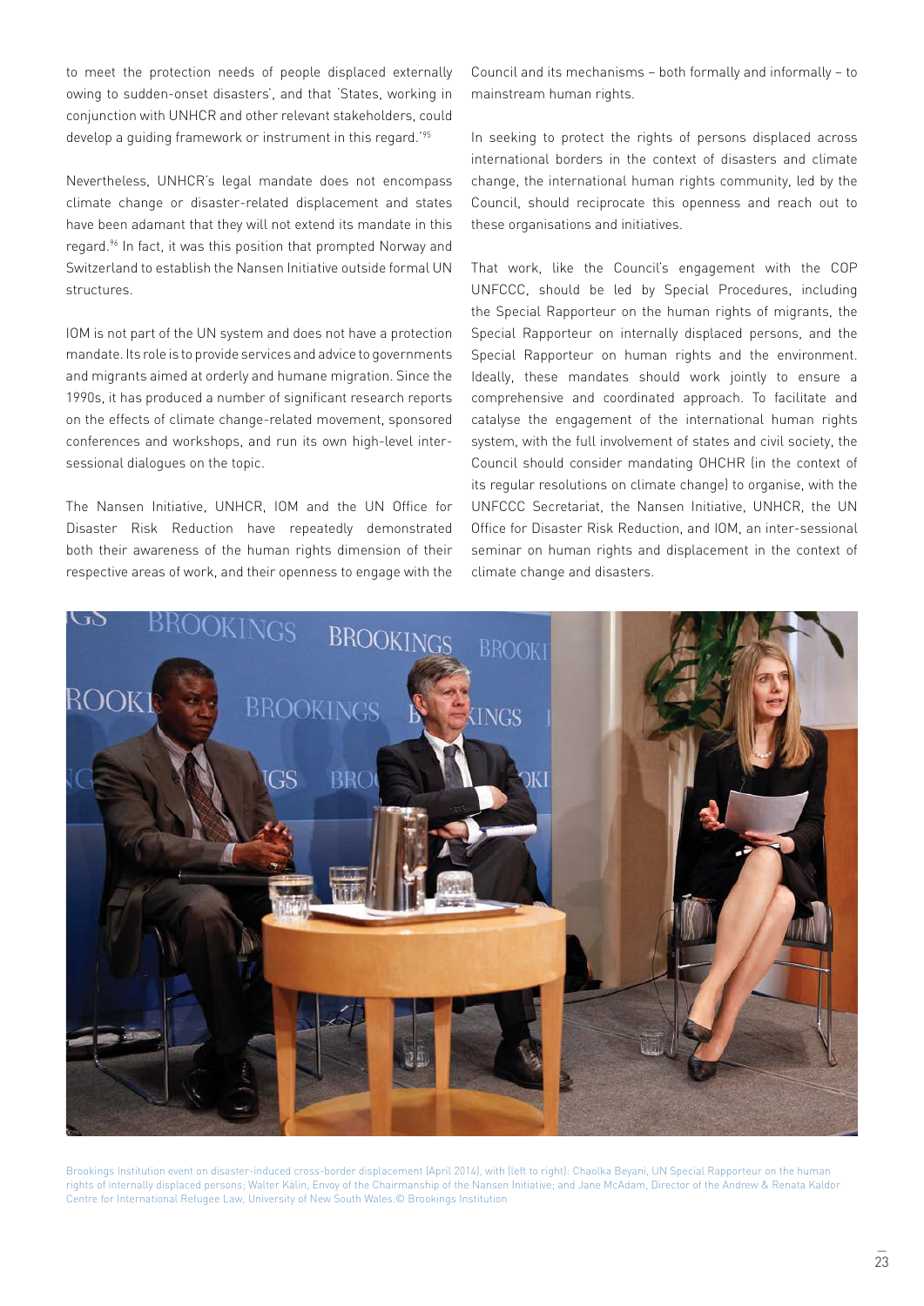to meet the protection needs of people displaced externally owing to sudden-onset disasters', and that 'States, working in conjunction with UNHCR and other relevant stakeholders, could develop a guiding framework or instrument in this regard.'[95]

Nevertheless, UNHCR's legal mandate does not encompass climate change or disaster-related displacement and states have been adamant that they will not extend its mandate in this regard.[96] In fact, it was this position that prompted Norway and Switzerland to establish the Nansen Initiative outside formal UN structures.

IOM is not part of the UN system and does not have a protection mandate. Its role is to provide services and advice to governments and migrants aimed at orderly and humane migration. Since the 1990s, it has produced a number of significant research reports on the effects of climate change-related movement, sponsored conferences and workshops, and run its own high-level inter-sessional dialogues on the topic.

The Nansen Initiative, UNHCR, IOM and the UN Office for Disaster Risk Reduction have repeatedly demonstrated both their awareness of the human rights dimension of their respective areas of work, and their openness to engage with the Council and its mechanisms – both formally and informally – to mainstream human rights.

In seeking to protect the rights of persons displaced across international borders in the context of disasters and climate change, the international human rights community, led by the Council, should reciprocate this openness and reach out to these organisations and initiatives.

That work, like the Council's engagement with the COP UNFCCC, should be led by Special Procedures, including the Special Rapporteur on the human rights of migrants, the Special Rapporteur on internally displaced persons, and the Special Rapporteur on human rights and the environment. Ideally, these mandates should work jointly to ensure a comprehensive and coordinated approach. To facilitate and catalyse the engagement of the international human rights system, with the full involvement of states and civil society, the Council should consider mandating OHCHR (in the context of its regular resolutions on climate change) to organise, with the UNFCCC Secretariat, the Nansen Initiative, UNHCR, the UN Office for Disaster Risk Reduction, and IOM, an inter-sessional seminar on human rights and displacement in the context of climate change and disasters.

Brookings Institution event on disaster-induced cross-border displacement (April 2014), with (left to right): Chaolka Beyani, UN Special Rapporteur on the human rights of internally displaced persons; Walter Kälin, Envoy of the Chairmanship of the Nansen Initiative; and Jane McAdam, Director of the Andrew & Renata Kaldor Centre for International Refugee Law, University of New South Wales.© Brookings Institution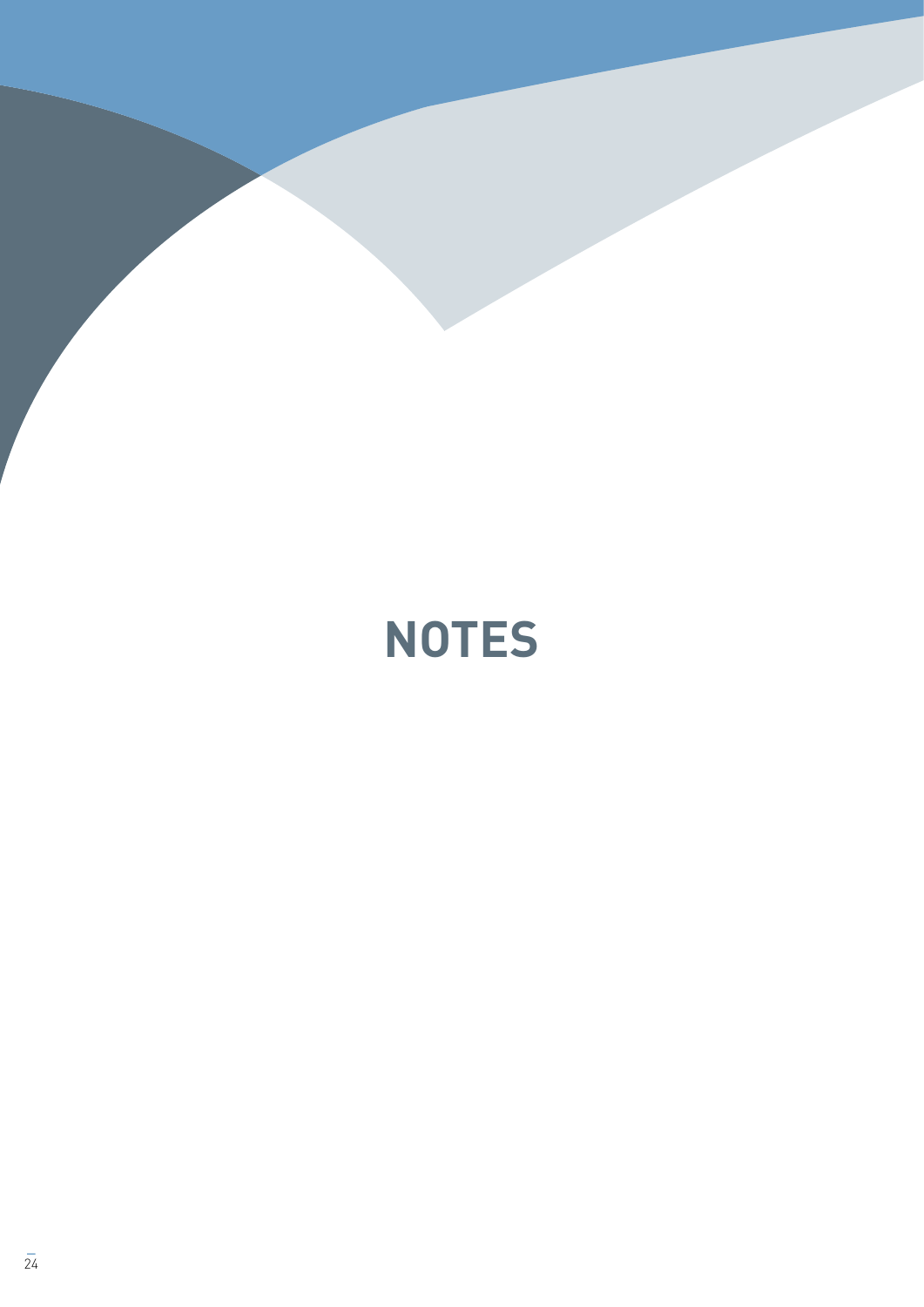# NOTES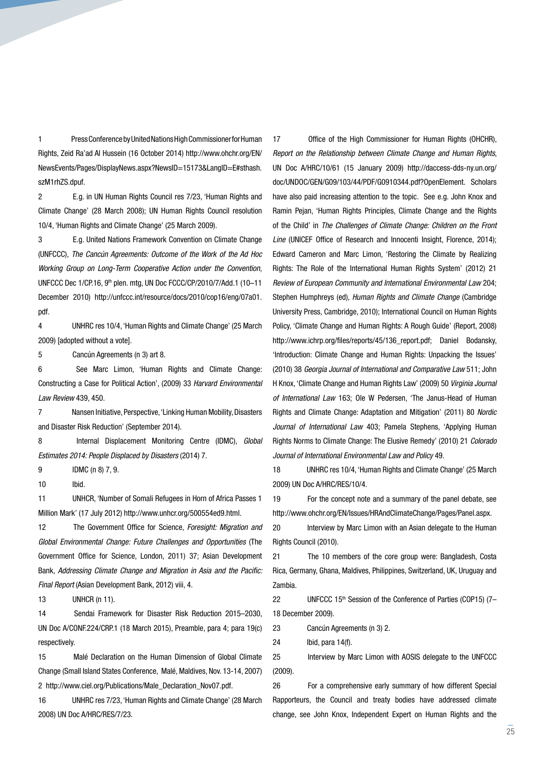1 Press Conference by United Nations High Commissioner for Human Rights, Zeid Ra'ad Al Hussein (16 October 2014) http://www.ohchr.org/EN/NewsEvents/Pages/DisplayNews.aspx?NewsID=15173&LangID=E#sthash.szM1rhZS.dpuf.

2 E.g. in UN Human Rights Council res 7/23, 'Human Rights and Climate Change' (28 March 2008); UN Human Rights Council resolution 10/4, 'Human Rights and Climate Change' (25 March 2009).

3 E.g. United Nations Framework Convention on Climate Change (UNFCCC), *The Cancún Agreements: Outcome of the Work of the Ad Hoc Working Group on Long-Term Cooperative Action under the Convention,* UNFCCC Dec 1/CP.16, 9th plen. mtg, UN Doc FCCC/CP/2010/7/Add.1 (10–11 December 2010) http://unfccc.int/resource/docs/2010/cop16/eng/07a01.pdf.

4 UNHRC res 10/4, 'Human Rights and Climate Change' (25 March 2009) [adopted without a vote].

5 Cancún Agreements (n 3) art 8.

6 See Marc Limon, 'Human Rights and Climate Change: Constructing a Case for Political Action', (2009) 33 *Harvard Environmental Law Review* 439, 450.

7 Nansen Initiative, Perspective, 'Linking Human Mobility, Disasters and Disaster Risk Reduction' (September 2014).

8 Internal Displacement Monitoring Centre (IDMC), *Global Estimates 2014: People Displaced by Disasters* (2014) 7.

9 IDMC (n 8) 7, 9.

10 Ibid.

11 UNHCR, 'Number of Somali Refugees in Horn of Africa Passes 1 Million Mark' (17 July 2012) http://www.unhcr.org/500554ed9.html.

12 The Government Office for Science, *Foresight: Migration and Global Environmental Change: Future Challenges and Opportunities* (The Government Office for Science, London, 2011) 37; Asian Development Bank, *Addressing Climate Change and Migration in Asia and the Pacific: Final Report* (Asian Development Bank, 2012) viii, 4.

13 UNHCR (n 11).

14 Sendai Framework for Disaster Risk Reduction 2015–2030, UN Doc A/CONF.224/CRP.1 (18 March 2015), Preamble, para 4; para 19(c) respectively.

15 Malé Declaration on the Human Dimension of Global Climate Change (Small Island States Conference, Malé, Maldives, Nov. 13-14, 2007) 2 http://www.ciel.org/Publications/Male_Declaration_Nov07.pdf.

16 UNHRC res 7/23, 'Human Rights and Climate Change' (28 March 2008) UN Doc A/HRC/RES/7/23.

17 Office of the High Commissioner for Human Rights (OHCHR), *Report on the Relationship between Climate Change and Human Rights*, UN Doc A/HRC/10/61 (15 January 2009) http://daccess-dds-ny.un.org/doc/UNDOC/GEN/G09/103/44/PDF/G0910344.pdf?OpenElement. Scholars have also paid increasing attention to the topic. See e.g. John Knox and Ramin Pejan, 'Human Rights Principles, Climate Change and the Rights of the Child' in *The Challenges of Climate Change: Children on the Front Line* (UNICEF Office of Research and Innocenti Insight, Florence, 2014); Edward Cameron and Marc Limon, 'Restoring the Climate by Realizing Rights: The Role of the International Human Rights System' (2012) 21 *Review of European Community and International Environmental Law* 204; Stephen Humphreys (ed), *Human Rights and Climate Change* (Cambridge University Press, Cambridge, 2010); International Council on Human Rights Policy, 'Climate Change and Human Rights: A Rough Guide' (Report, 2008) http://www.ichrp.org/files/reports/45/136_report.pdf; Daniel Bodansky, 'Introduction: Climate Change and Human Rights: Unpacking the Issues' (2010) 38 *Georgia Journal of International and Comparative Law* 511; John H Knox, 'Climate Change and Human Rights Law' (2009) 50 *Virginia Journal of International Law* 163; Ole W Pedersen, 'The Janus-Head of Human Rights and Climate Change: Adaptation and Mitigation' (2011) 80 *Nordic Journal of International Law* 403; Pamela Stephens, 'Applying Human Rights Norms to Climate Change: The Elusive Remedy' (2010) 21 *Colorado Journal of International Environmental Law and Policy* 49.

18 UNHRC res 10/4, 'Human Rights and Climate Change' (25 March 2009) UN Doc A/HRC/RES/10/4.

19 For the concept note and a summary of the panel debate, see http://www.ohchr.org/EN/Issues/HRAndClimateChange/Pages/Panel.aspx.

20 Interview by Marc Limon with an Asian delegate to the Human Rights Council (2010).

21 The 10 members of the core group were: Bangladesh, Costa Rica, Germany, Ghana, Maldives, Philippines, Switzerland, UK, Uruguay and Zambia.

22 UNFCCC 15th Session of the Conference of Parties (COP15) (7–18 December 2009).

23 Cancún Agreements (n 3) 2.

24 Ibid, para 14(f).

25 Interview by Marc Limon with AOSIS delegate to the UNFCCC (2009).

26 For a comprehensive early summary of how different Special Rapporteurs, the Council and treaty bodies have addressed climate change, see John Knox, Independent Expert on Human Rights and the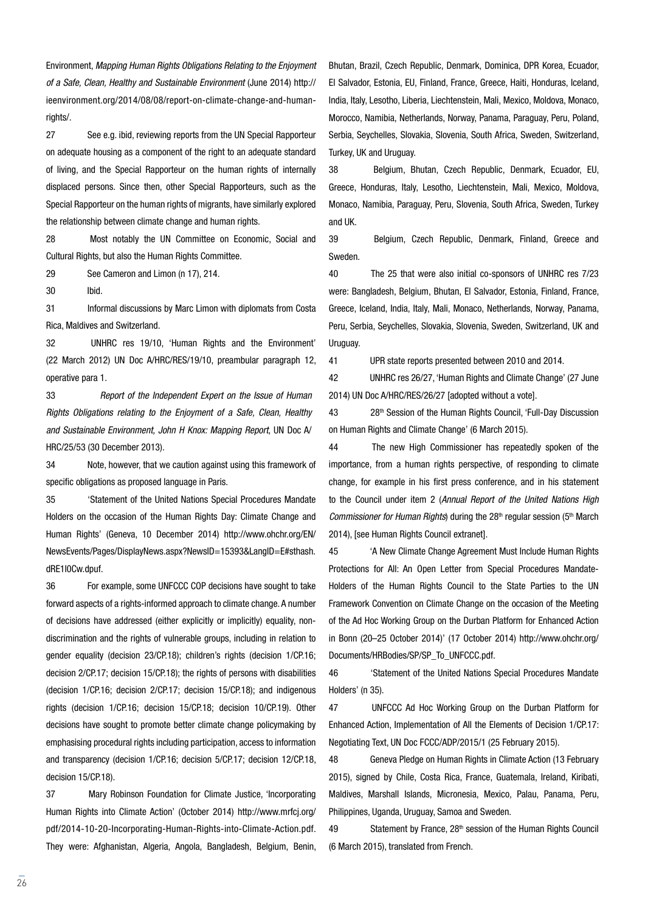Environment, *Mapping Human Rights Obligations Relating to the Enjoyment of a Safe, Clean, Healthy and Sustainable Environment* (June 2014) http://ieenvironment.org/2014/08/08/report-on-climate-change-and-human-rights/.

27 See e.g. ibid, reviewing reports from the UN Special Rapporteur on adequate housing as a component of the right to an adequate standard of living, and the Special Rapporteur on the human rights of internally displaced persons. Since then, other Special Rapporteurs, such as the Special Rapporteur on the human rights of migrants, have similarly explored the relationship between climate change and human rights.

28 Most notably the UN Committee on Economic, Social and Cultural Rights, but also the Human Rights Committee.

29 See Cameron and Limon (n 17), 214.

30 Ibid.

31 Informal discussions by Marc Limon with diplomats from Costa Rica, Maldives and Switzerland.

32 UNHRC res 19/10, 'Human Rights and the Environment' (22 March 2012) UN Doc A/HRC/RES/19/10, preambular paragraph 12, operative para 1.

33 *Report of the Independent Expert on the Issue of Human Rights Obligations relating to the Enjoyment of a Safe, Clean, Healthy and Sustainable Environment, John H Knox: Mapping Report*, UN Doc A/HRC/25/53 (30 December 2013).

34 Note, however, that we caution against using this framework of specific obligations as proposed language in Paris.

35 'Statement of the United Nations Special Procedures Mandate Holders on the occasion of the Human Rights Day: Climate Change and Human Rights' (Geneva, 10 December 2014) http://www.ohchr.org/EN/NewsEvents/Pages/DisplayNews.aspx?NewsID=15393&LangID=E#sthash.dRE1I0Cw.dpuf.

36 For example, some UNFCCC COP decisions have sought to take forward aspects of a rights-informed approach to climate change. A number of decisions have addressed (either explicitly or implicitly) equality, non-discrimination and the rights of vulnerable groups, including in relation to gender equality (decision 23/CP.18); children's rights (decision 1/CP.16; decision 2/CP.17; decision 15/CP.18); the rights of persons with disabilities (decision 1/CP.16; decision 2/CP.17; decision 15/CP.18); and indigenous rights (decision 1/CP.16; decision 15/CP.18; decision 10/CP.19). Other decisions have sought to promote better climate change policymaking by emphasising procedural rights including participation, access to information and transparency (decision 1/CP.16; decision 5/CP.17; decision 12/CP.18, decision 15/CP.18).

37 Mary Robinson Foundation for Climate Justice, 'Incorporating Human Rights into Climate Action' (October 2014) http://www.mrfcj.org/pdf/2014-10-20-Incorporating-Human-Rights-into-Climate-Action.pdf. They were: Afghanistan, Algeria, Angola, Bangladesh, Belgium, Benin, Bhutan, Brazil, Czech Republic, Denmark, Dominica, DPR Korea, Ecuador, El Salvador, Estonia, EU, Finland, France, Greece, Haiti, Honduras, Iceland, India, Italy, Lesotho, Liberia, Liechtenstein, Mali, Mexico, Moldova, Monaco, Morocco, Namibia, Netherlands, Norway, Panama, Paraguay, Peru, Poland, Serbia, Seychelles, Slovakia, Slovenia, South Africa, Sweden, Switzerland, Turkey, UK and Uruguay.

38 Belgium, Bhutan, Czech Republic, Denmark, Ecuador, EU, Greece, Honduras, Italy, Lesotho, Liechtenstein, Mali, Mexico, Moldova, Monaco, Namibia, Paraguay, Peru, Slovenia, South Africa, Sweden, Turkey and UK.

39 Belgium, Czech Republic, Denmark, Finland, Greece and Sweden.

40 The 25 that were also initial co-sponsors of UNHRC res 7/23 were: Bangladesh, Belgium, Bhutan, El Salvador, Estonia, Finland, France, Greece, Iceland, India, Italy, Mali, Monaco, Netherlands, Norway, Panama, Peru, Serbia, Seychelles, Slovakia, Slovenia, Sweden, Switzerland, UK and Uruguay.

41 UPR state reports presented between 2010 and 2014.

42 UNHRC res 26/27, 'Human Rights and Climate Change' (27 June 2014) UN Doc A/HRC/RES/26/27 [adopted without a vote].

43 28th Session of the Human Rights Council, 'Full-Day Discussion on Human Rights and Climate Change' (6 March 2015).

44 The new High Commissioner has repeatedly spoken of the importance, from a human rights perspective, of responding to climate change, for example in his first press conference, and in his statement to the Council under item 2 (*Annual Report of the United Nations High Commissioner for Human Rights*) during the 28th regular session (5th March 2014), [see Human Rights Council extranet].

45 'A New Climate Change Agreement Must Include Human Rights Protections for All: An Open Letter from Special Procedures Mandate-Holders of the Human Rights Council to the State Parties to the UN Framework Convention on Climate Change on the occasion of the Meeting of the Ad Hoc Working Group on the Durban Platform for Enhanced Action in Bonn (20–25 October 2014)' (17 October 2014) http://www.ohchr.org/Documents/HRBodies/SP/SP_To_UNFCCC.pdf.

46 'Statement of the United Nations Special Procedures Mandate Holders' (n 35).

47 UNFCCC Ad Hoc Working Group on the Durban Platform for Enhanced Action, Implementation of All the Elements of Decision 1/CP.17: Negotiating Text, UN Doc FCCC/ADP/2015/1 (25 February 2015).

48 Geneva Pledge on Human Rights in Climate Action (13 February 2015), signed by Chile, Costa Rica, France, Guatemala, Ireland, Kiribati, Maldives, Marshall Islands, Micronesia, Mexico, Palau, Panama, Peru, Philippines, Uganda, Uruguay, Samoa and Sweden.

49 Statement by France, 28th session of the Human Rights Council (6 March 2015), translated from French.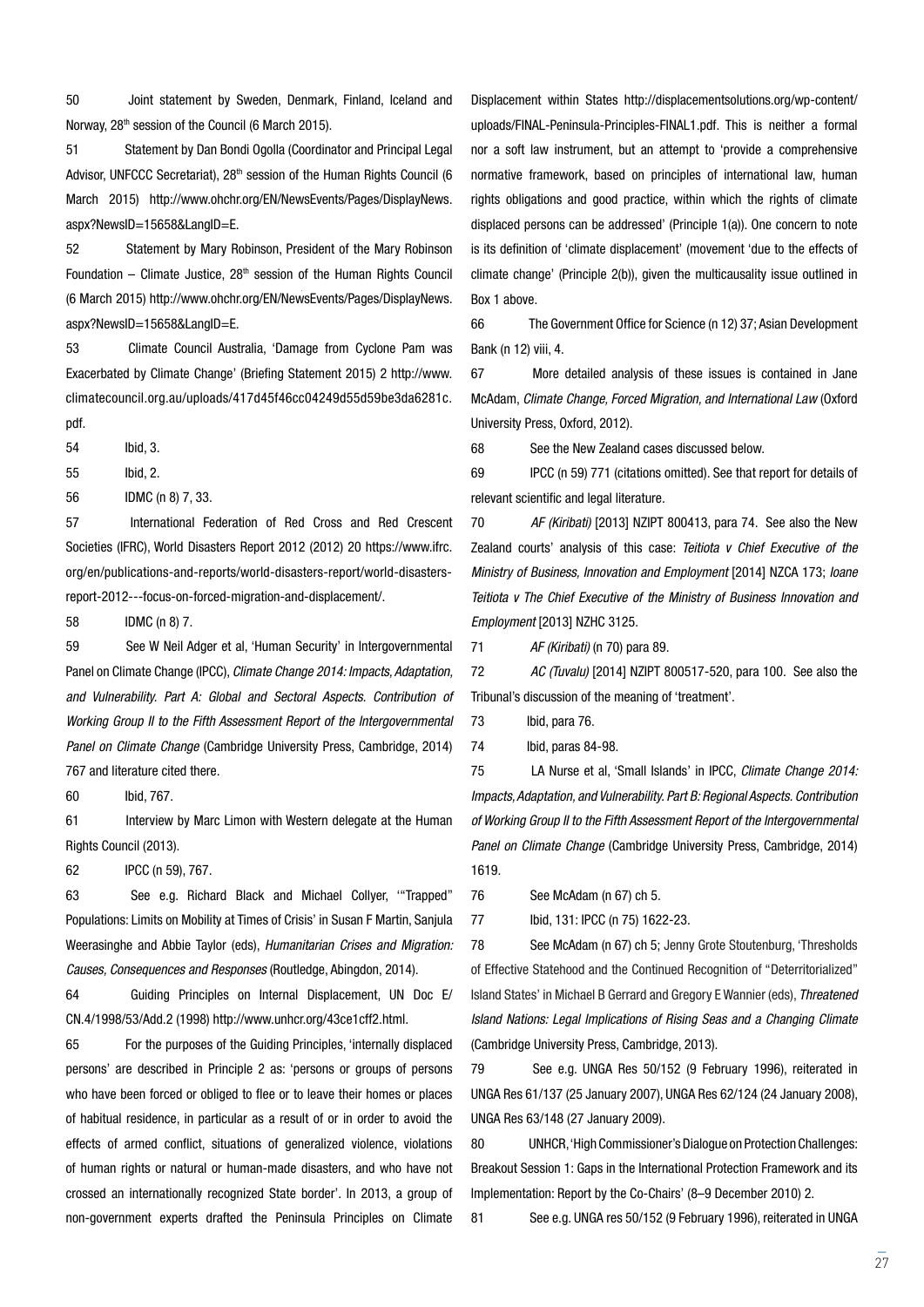50 Joint statement by Sweden, Denmark, Finland, Iceland and Norway, 28th session of the Council (6 March 2015).

51 Statement by Dan Bondi Ogolla (Coordinator and Principal Legal Advisor, UNFCCC Secretariat), 28th session of the Human Rights Council (6 March 2015) http://www.ohchr.org/EN/NewsEvents/Pages/DisplayNews.aspx?NewsID=15658&LangID=E.

52 Statement by Mary Robinson, President of the Mary Robinson Foundation – Climate Justice, 28th session of the Human Rights Council (6 March 2015) http://www.ohchr.org/EN/NewsEvents/Pages/DisplayNews.aspx?NewsID=15658&LangID=E.

53 Climate Council Australia, 'Damage from Cyclone Pam was Exacerbated by Climate Change' (Briefing Statement 2015) 2 http://www.climatecouncil.org.au/uploads/417d45f46cc04249d55d59be3da6281c.pdf.

54 Ibid, 3.

55 Ibid, 2.

56 IDMC (n 8) 7, 33.

57 International Federation of Red Cross and Red Crescent Societies (IFRC), World Disasters Report 2012 (2012) 20 https://www.ifrc.org/en/publications-and-reports/world-disasters-report/world-disasters-report-2012---focus-on-forced-migration-and-displacement/.

58 IDMC (n 8) 7.

59 See W Neil Adger et al, 'Human Security' in Intergovernmental Panel on Climate Change (IPCC), *Climate Change 2014: Impacts, Adaptation, and Vulnerability. Part A: Global and Sectoral Aspects. Contribution of Working Group II to the Fifth Assessment Report of the Intergovernmental Panel on Climate Change* (Cambridge University Press, Cambridge, 2014) 767 and literature cited there.

60 Ibid, 767.

61 Interview by Marc Limon with Western delegate at the Human Rights Council (2013).

62 IPCC (n 59), 767.

63 See e.g. Richard Black and Michael Collyer, '"Trapped" Populations: Limits on Mobility at Times of Crisis' in Susan F Martin, Sanjula Weerasinghe and Abbie Taylor (eds), *Humanitarian Crises and Migration: Causes, Consequences and Responses* (Routledge, Abingdon, 2014).

64 Guiding Principles on Internal Displacement, UN Doc E/CN.4/1998/53/Add.2 (1998) http://www.unhcr.org/43ce1cff2.html.

65 For the purposes of the Guiding Principles, 'internally displaced persons' are described in Principle 2 as: 'persons or groups of persons who have been forced or obliged to flee or to leave their homes or places of habitual residence, in particular as a result of or in order to avoid the effects of armed conflict, situations of generalized violence, violations of human rights or natural or human-made disasters, and who have not crossed an internationally recognized State border'. In 2013, a group of non-government experts drafted the Peninsula Principles on Climate Displacement within States http://displacementsolutions.org/wp-content/uploads/FINAL-Peninsula-Principles-FINAL1.pdf. This is neither a formal nor a soft law instrument, but an attempt to 'provide a comprehensive normative framework, based on principles of international law, human rights obligations and good practice, within which the rights of climate displaced persons can be addressed' (Principle 1(a)). One concern to note is its definition of 'climate displacement' (movement 'due to the effects of climate change' (Principle 2(b)), given the multicausality issue outlined in Box 1 above.

66 The Government Office for Science (n 12) 37; Asian Development Bank (n 12) viii, 4.

67 More detailed analysis of these issues is contained in Jane McAdam, *Climate Change, Forced Migration, and International Law* (Oxford University Press, Oxford, 2012).

68 See the New Zealand cases discussed below.

69 IPCC (n 59) 771 (citations omitted). See that report for details of relevant scientific and legal literature.

70 *AF (Kiribati)* [2013] NZIPT 800413, para 74. See also the New Zealand courts' analysis of this case: *Teitiota v Chief Executive of the Ministry of Business, Innovation and Employment* [2014] NZCA 173; *Ioane Teitiota v The Chief Executive of the Ministry of Business Innovation and Employment* [2013] NZHC 3125.

71 *AF (Kiribati)* (n 70) para 89.

72 *AC (Tuvalu)* [2014] NZIPT 800517-520, para 100. See also the Tribunal's discussion of the meaning of 'treatment'.

73 Ibid, para 76.

74 Ibid, paras 84-98.

75 LA Nurse et al, 'Small Islands' in IPCC, *Climate Change 2014: Impacts, Adaptation, and Vulnerability. Part B: Regional Aspects. Contribution of Working Group II to the Fifth Assessment Report of the Intergovernmental Panel on Climate Change* (Cambridge University Press, Cambridge, 2014) 1619.

76 See McAdam (n 67) ch 5.

77 Ibid, 131: IPCC (n 75) 1622-23.

78 See McAdam (n 67) ch 5; Jenny Grote Stoutenburg, 'Thresholds of Effective Statehood and the Continued Recognition of "Deterritorialized" Island States' in Michael B Gerrard and Gregory E Wannier (eds), *Threatened Island Nations: Legal Implications of Rising Seas and a Changing Climate* (Cambridge University Press, Cambridge, 2013).

79 See e.g. UNGA Res 50/152 (9 February 1996), reiterated in UNGA Res 61/137 (25 January 2007), UNGA Res 62/124 (24 January 2008), UNGA Res 63/148 (27 January 2009).

80 UNHCR, 'High Commissioner's Dialogue on Protection Challenges: Breakout Session 1: Gaps in the International Protection Framework and its Implementation: Report by the Co-Chairs' (8–9 December 2010) 2.

81 See e.g. UNGA res 50/152 (9 February 1996), reiterated in UNGA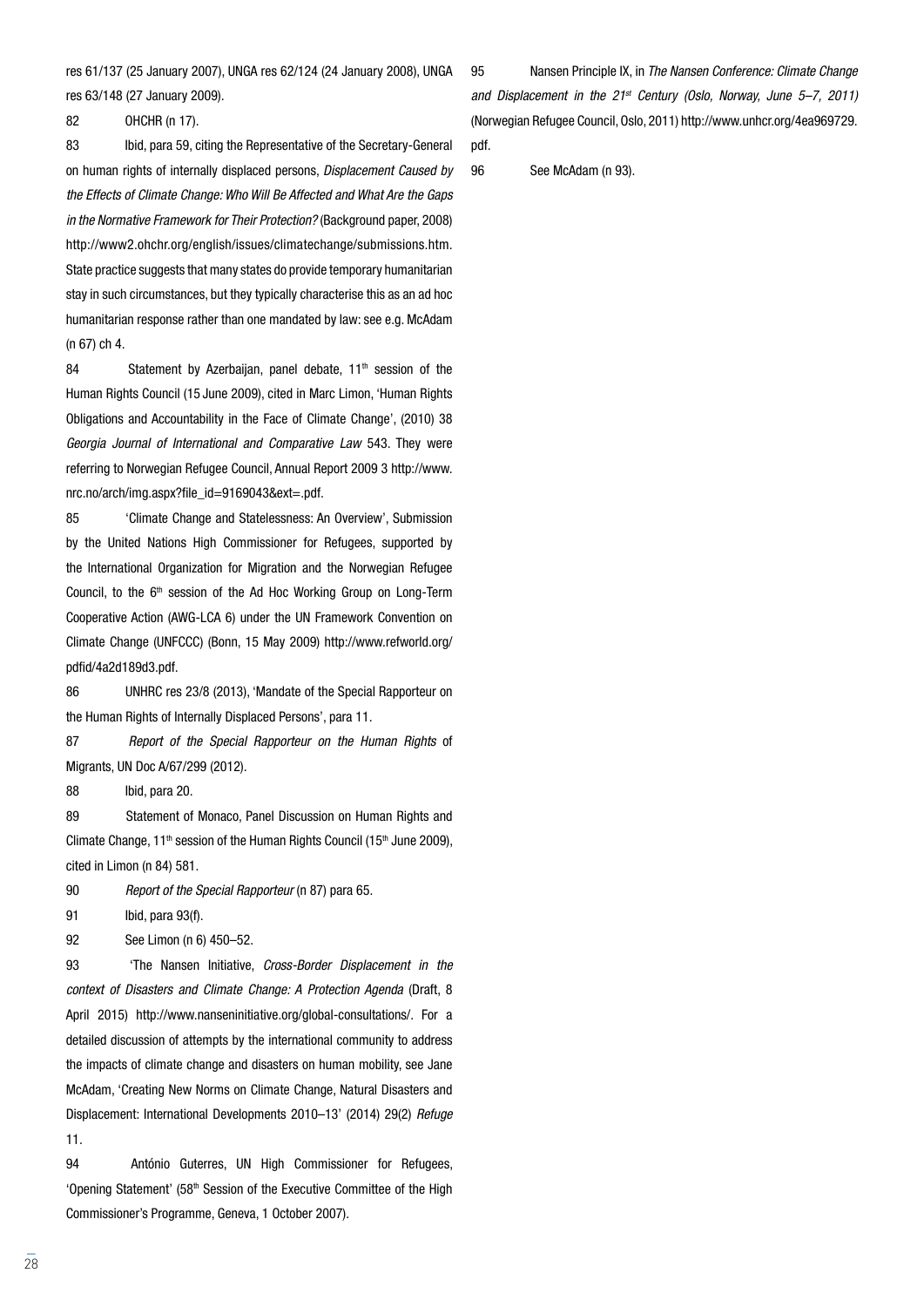res 61/137 (25 January 2007), UNGA res 62/124 (24 January 2008), UNGA res 63/148 (27 January 2009).

82 OHCHR (n 17).

83 Ibid, para 59, citing the Representative of the Secretary-General on human rights of internally displaced persons, *Displacement Caused by the Effects of Climate Change: Who Will Be Affected and What Are the Gaps in the Normative Framework for Their Protection?* (Background paper, 2008) http://www2.ohchr.org/english/issues/climatechange/submissions.htm. State practice suggests that many states do provide temporary humanitarian stay in such circumstances, but they typically characterise this as an ad hoc humanitarian response rather than one mandated by law: see e.g. McAdam (n 67) ch 4.

84 Statement by Azerbaijan, panel debate, 11th session of the Human Rights Council (15 June 2009), cited in Marc Limon, 'Human Rights Obligations and Accountability in the Face of Climate Change', (2010) 38 *Georgia Journal of International and Comparative Law* 543. They were referring to Norwegian Refugee Council, Annual Report 2009 3 http://www.nrc.no/arch/img.aspx?file_id=9169043&ext=.pdf.

85 'Climate Change and Statelessness: An Overview', Submission by the United Nations High Commissioner for Refugees, supported by the International Organization for Migration and the Norwegian Refugee Council, to the 6th session of the Ad Hoc Working Group on Long-Term Cooperative Action (AWG-LCA 6) under the UN Framework Convention on Climate Change (UNFCCC) (Bonn, 15 May 2009) http://www.refworld.org/pdfid/4a2d189d3.pdf.

86 UNHRC res 23/8 (2013), 'Mandate of the Special Rapporteur on the Human Rights of Internally Displaced Persons', para 11.

87 *Report of the Special Rapporteur on the Human Rights* of Migrants, UN Doc A/67/299 (2012).

88 Ibid, para 20.

89 Statement of Monaco, Panel Discussion on Human Rights and Climate Change, 11th session of the Human Rights Council (15th June 2009), cited in Limon (n 84) 581.

90 *Report of the Special Rapporteur* (n 87) para 65.

91 Ibid, para 93(f).

92 See Limon (n 6) 450–52.

93 'The Nansen Initiative, *Cross-Border Displacement in the context of Disasters and Climate Change: A Protection Agenda* (Draft, 8 April 2015) http://www.nanseninitiative.org/global-consultations/. For a detailed discussion of attempts by the international community to address the impacts of climate change and disasters on human mobility, see Jane McAdam, 'Creating New Norms on Climate Change, Natural Disasters and Displacement: International Developments 2010–13' (2014) 29(2) *Refuge* 11.

94 António Guterres, UN High Commissioner for Refugees, 'Opening Statement' (58th Session of the Executive Committee of the High Commissioner's Programme, Geneva, 1 October 2007).

95 Nansen Principle IX, in *The Nansen Conference: Climate Change and Displacement in the 21st Century (Oslo, Norway, June 5–7, 2011)* (Norwegian Refugee Council, Oslo, 2011) http://www.unhcr.org/4ea969729.pdf.

96 See McAdam (n 93).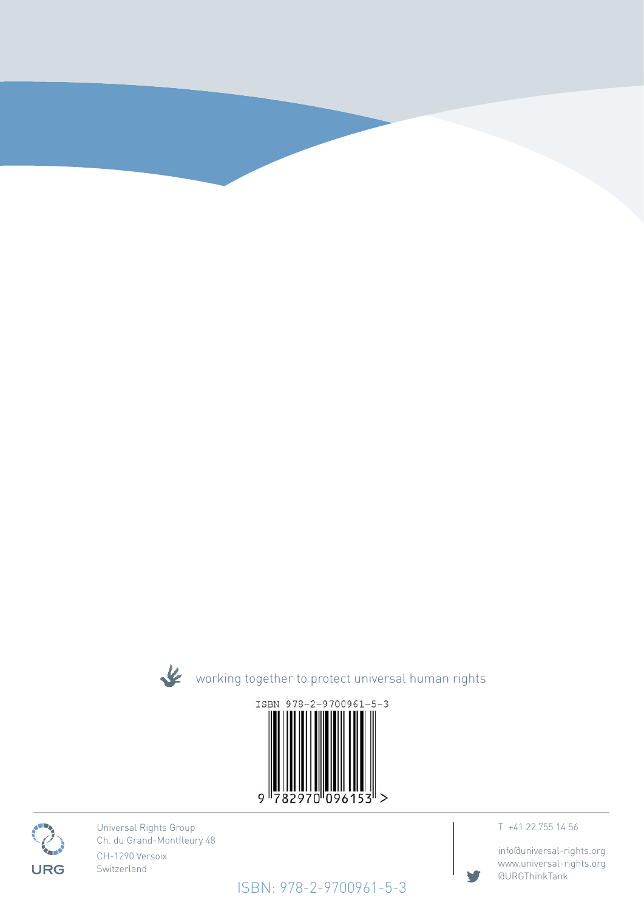working together to protect universal human rights

ISBN 978-2-9700961-5-3

9 782970 096153 >

URG

Universal Rights Group
Ch. du Grand-Montfleury 48
CH-1290 Versoix
Switzerland

T +41 22 755 14 56

info@universal-rights.org
www.universal-rights.org
@URGThinkTank

ISBN: 978-2-9700961-5-3